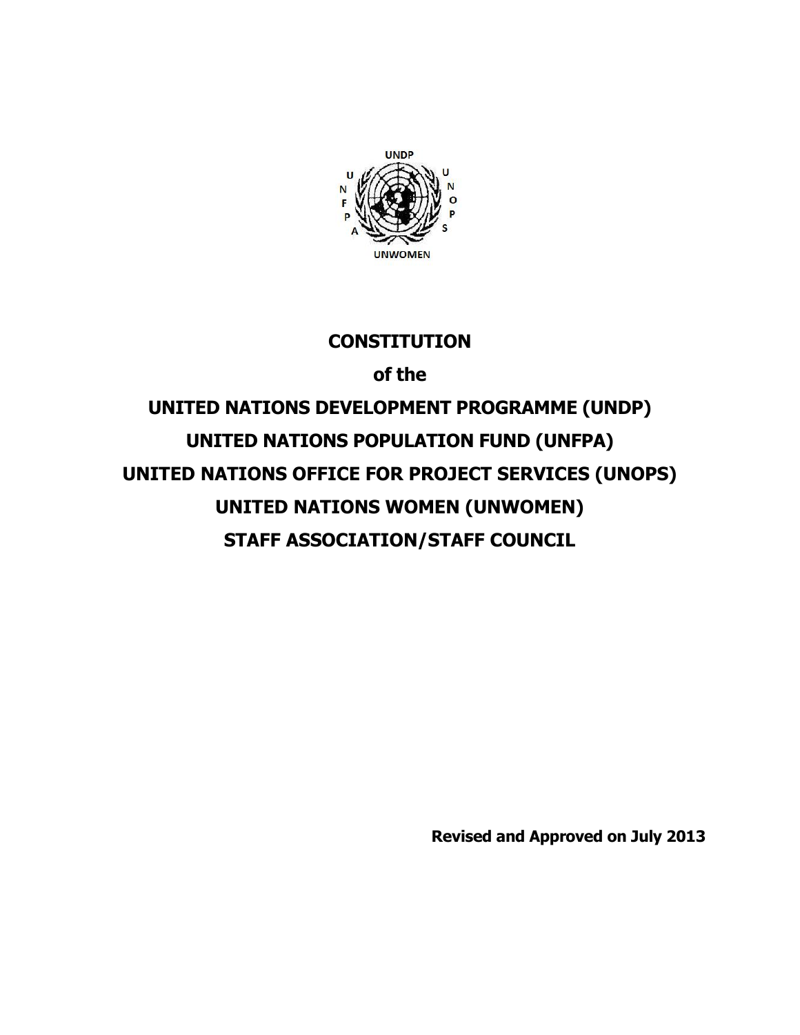# CONSTITUTION

## of the

## UNITED NATIONS DEVELOPMENT PROGRAMME (UNDP)
## UNITED NATIONS POPULATION FUND (UNFPA)
## UNITED NATIONS OFFICE FOR PROJECT SERVICES (UNOPS)
## UNITED NATIONS WOMEN (UNWOMEN)
## STAFF ASSOCIATION/STAFF COUNCIL

**Revised and Approved on July 2013**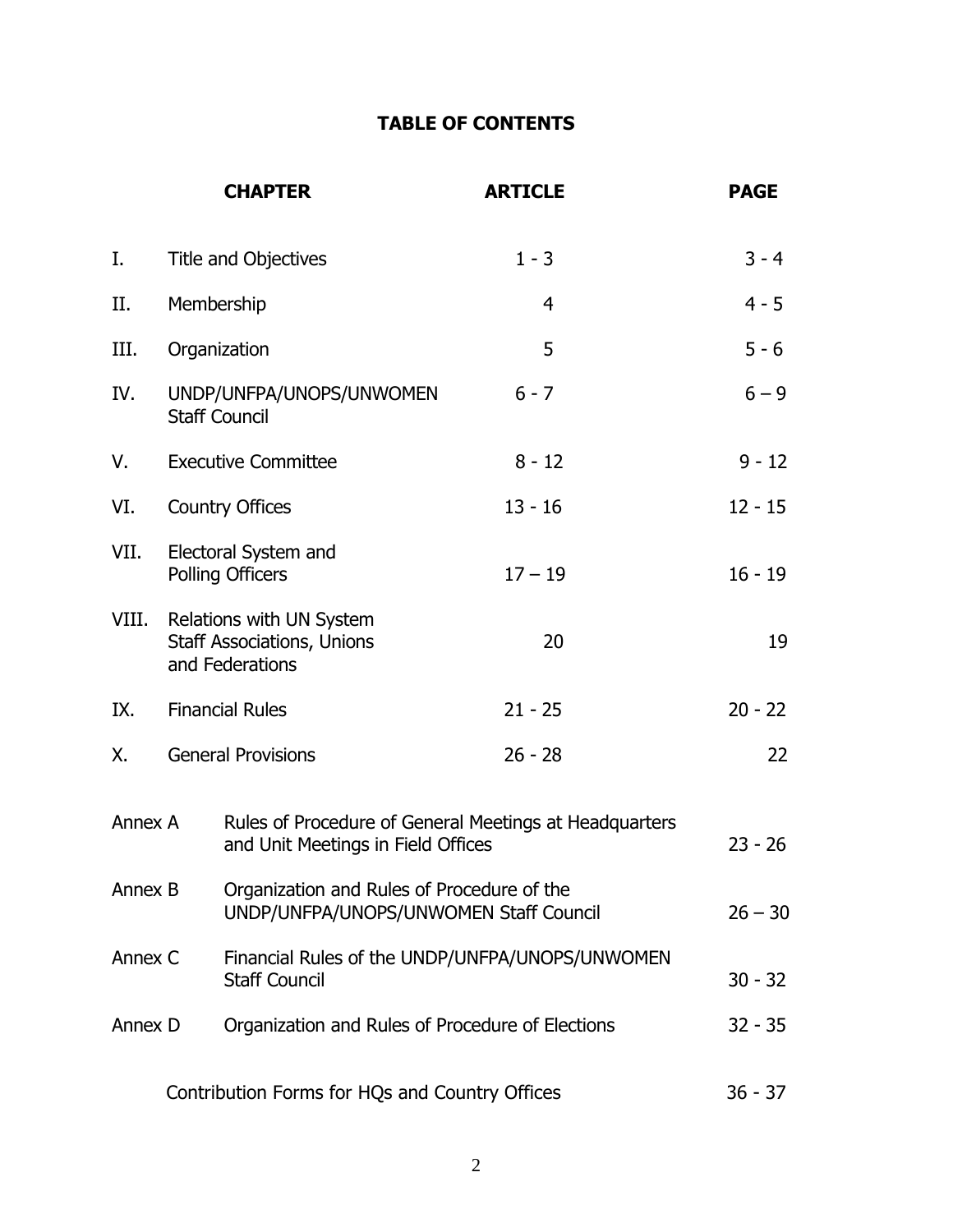# TABLE OF CONTENTS

| | CHAPTER | ARTICLE | PAGE |
|---|---|---|---|
| I. | Title and Objectives | 1 - 3 | 3 - 4 |
| II. | Membership | 4 | 4 - 5 |
| III. | Organization | 5 | 5 - 6 |
| IV. | UNDP/UNFPA/UNOPS/UNWOMEN Staff Council | 6 - 7 | 6 – 9 |
| V. | Executive Committee | 8 - 12 | 9 - 12 |
| VI. | Country Offices | 13 - 16 | 12 - 15 |
| VII. | Electoral System and Polling Officers | 17 – 19 | 16 - 19 |
| VIII. | Relations with UN System Staff Associations, Unions and Federations | 20 | 19 |
| IX. | Financial Rules | 21 - 25 | 20 - 22 |
| X. | General Provisions | 26 - 28 | 22 |

| | | PAGE |
|---|---|---|
| Annex A | Rules of Procedure of General Meetings at Headquarters and Unit Meetings in Field Offices | 23 - 26 |
| Annex B | Organization and Rules of Procedure of the UNDP/UNFPA/UNOPS/UNWOMEN Staff Council | 26 – 30 |
| Annex C | Financial Rules of the UNDP/UNFPA/UNOPS/UNWOMEN Staff Council | 30 - 32 |
| Annex D | Organization and Rules of Procedure of Elections | 32 - 35 |
| | Contribution Forms for HQs and Country Offices | 36 - 37 |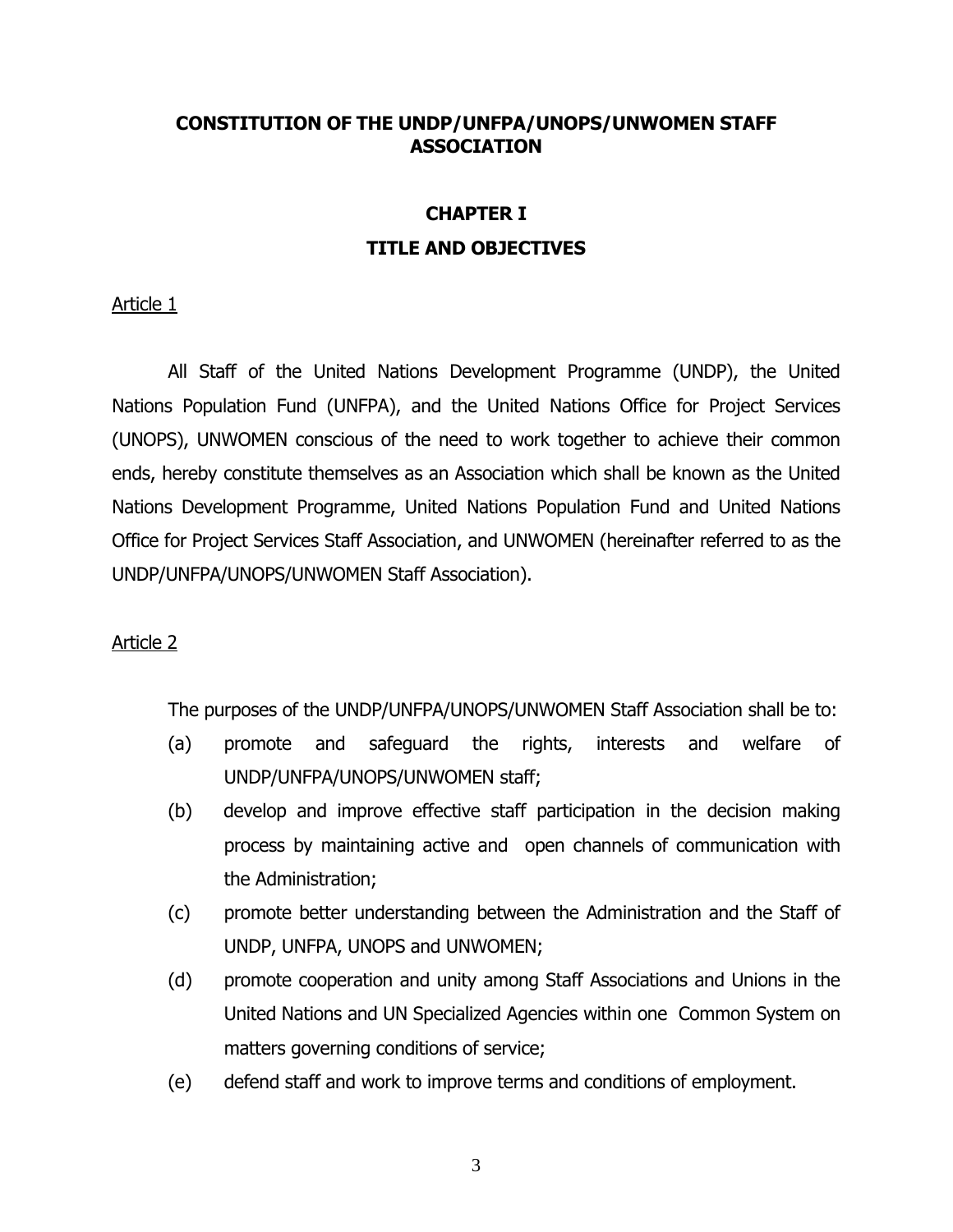# CONSTITUTION OF THE UNDP/UNFPA/UNOPS/UNWOMEN STAFF ASSOCIATION

## CHAPTER I

## TITLE AND OBJECTIVES

Article 1

All Staff of the United Nations Development Programme (UNDP), the United Nations Population Fund (UNFPA), and the United Nations Office for Project Services (UNOPS), UNWOMEN conscious of the need to work together to achieve their common ends, hereby constitute themselves as an Association which shall be known as the United Nations Development Programme, United Nations Population Fund and United Nations Office for Project Services Staff Association, and UNWOMEN (hereinafter referred to as the UNDP/UNFPA/UNOPS/UNWOMEN Staff Association).

Article 2

The purposes of the UNDP/UNFPA/UNOPS/UNWOMEN Staff Association shall be to:

(a) promote and safeguard the rights, interests and welfare of UNDP/UNFPA/UNOPS/UNWOMEN staff;

(b) develop and improve effective staff participation in the decision making process by maintaining active and open channels of communication with the Administration;

(c) promote better understanding between the Administration and the Staff of UNDP, UNFPA, UNOPS and UNWOMEN;

(d) promote cooperation and unity among Staff Associations and Unions in the United Nations and UN Specialized Agencies within one Common System on matters governing conditions of service;

(e) defend staff and work to improve terms and conditions of employment.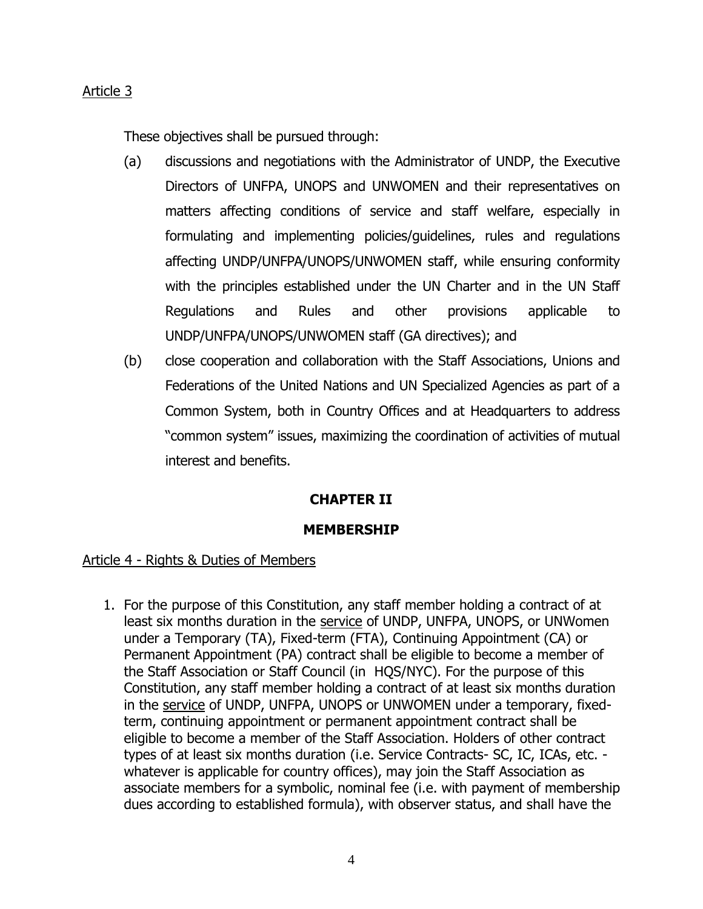Article 3

These objectives shall be pursued through:

(a) discussions and negotiations with the Administrator of UNDP, the Executive Directors of UNFPA, UNOPS and UNWOMEN and their representatives on matters affecting conditions of service and staff welfare, especially in formulating and implementing policies/guidelines, rules and regulations affecting UNDP/UNFPA/UNOPS/UNWOMEN staff, while ensuring conformity with the principles established under the UN Charter and in the UN Staff Regulations and Rules and other provisions applicable to UNDP/UNFPA/UNOPS/UNWOMEN staff (GA directives); and

(b) close cooperation and collaboration with the Staff Associations, Unions and Federations of the United Nations and UN Specialized Agencies as part of a Common System, both in Country Offices and at Headquarters to address "common system" issues, maximizing the coordination of activities of mutual interest and benefits.

## CHAPTER II

## MEMBERSHIP

Article 4 - Rights & Duties of Members

1. For the purpose of this Constitution, any staff member holding a contract of at least six months duration in the service of UNDP, UNFPA, UNOPS, or UNWomen under a Temporary (TA), Fixed-term (FTA), Continuing Appointment (CA) or Permanent Appointment (PA) contract shall be eligible to become a member of the Staff Association or Staff Council (in HQS/NYC). For the purpose of this Constitution, any staff member holding a contract of at least six months duration in the service of UNDP, UNFPA, UNOPS or UNWOMEN under a temporary, fixed-term, continuing appointment or permanent appointment contract shall be eligible to become a member of the Staff Association. Holders of other contract types of at least six months duration (i.e. Service Contracts- SC, IC, ICAs, etc. - whatever is applicable for country offices), may join the Staff Association as associate members for a symbolic, nominal fee (i.e. with payment of membership dues according to established formula), with observer status, and shall have the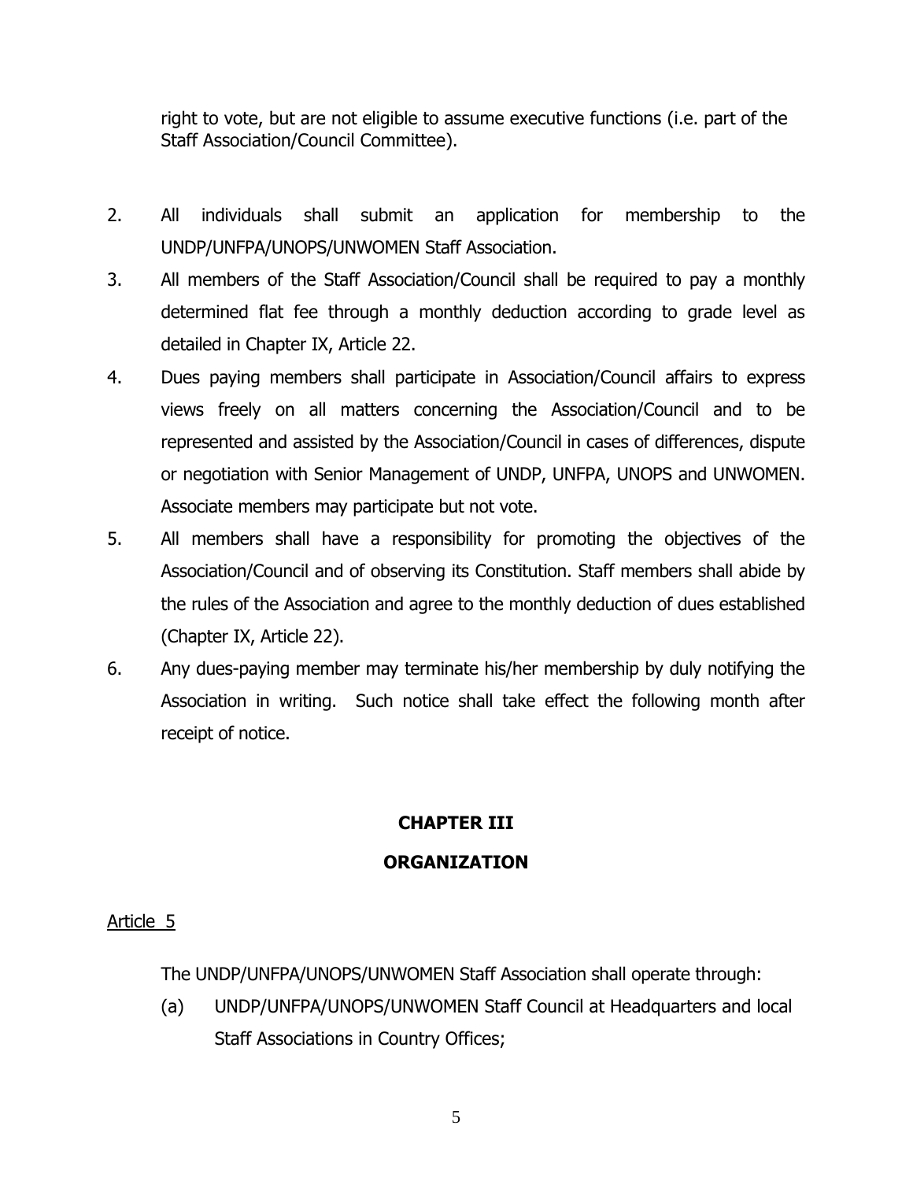right to vote, but are not eligible to assume executive functions (i.e. part of the Staff Association/Council Committee).

2. All individuals shall submit an application for membership to the UNDP/UNFPA/UNOPS/UNWOMEN Staff Association.
3. All members of the Staff Association/Council shall be required to pay a monthly determined flat fee through a monthly deduction according to grade level as detailed in Chapter IX, Article 22.
4. Dues paying members shall participate in Association/Council affairs to express views freely on all matters concerning the Association/Council and to be represented and assisted by the Association/Council in cases of differences, dispute or negotiation with Senior Management of UNDP, UNFPA, UNOPS and UNWOMEN. Associate members may participate but not vote.
5. All members shall have a responsibility for promoting the objectives of the Association/Council and of observing its Constitution. Staff members shall abide by the rules of the Association and agree to the monthly deduction of dues established (Chapter IX, Article 22).
6. Any dues-paying member may terminate his/her membership by duly notifying the Association in writing. Such notice shall take effect the following month after receipt of notice.

## CHAPTER III

## ORGANIZATION

Article 5

The UNDP/UNFPA/UNOPS/UNWOMEN Staff Association shall operate through:

(a) UNDP/UNFPA/UNOPS/UNWOMEN Staff Council at Headquarters and local Staff Associations in Country Offices;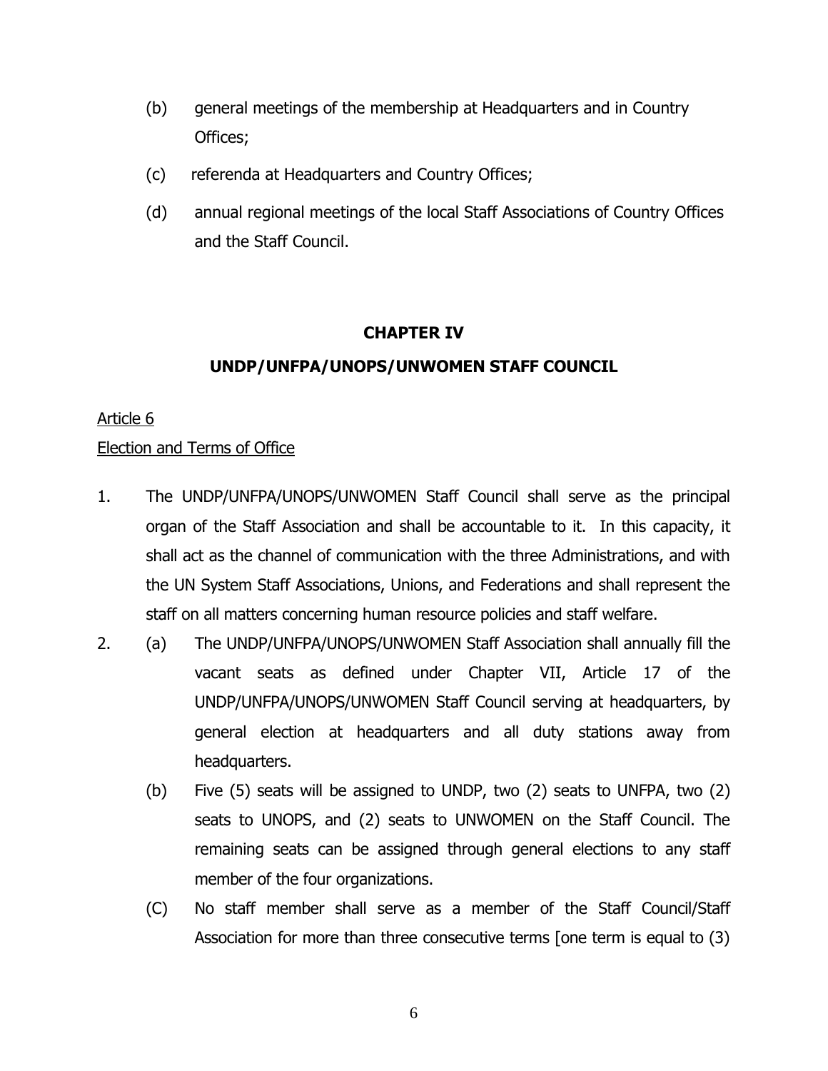(b) general meetings of the membership at Headquarters and in Country Offices;

(c) referenda at Headquarters and Country Offices;

(d) annual regional meetings of the local Staff Associations of Country Offices and the Staff Council.

## CHAPTER IV

## UNDP/UNFPA/UNOPS/UNWOMEN STAFF COUNCIL

Article 6

Election and Terms of Office

1. The UNDP/UNFPA/UNOPS/UNWOMEN Staff Council shall serve as the principal organ of the Staff Association and shall be accountable to it. In this capacity, it shall act as the channel of communication with the three Administrations, and with the UN System Staff Associations, Unions, and Federations and shall represent the staff on all matters concerning human resource policies and staff welfare.

2. (a) The UNDP/UNFPA/UNOPS/UNWOMEN Staff Association shall annually fill the vacant seats as defined under Chapter VII, Article 17 of the UNDP/UNFPA/UNOPS/UNWOMEN Staff Council serving at headquarters, by general election at headquarters and all duty stations away from headquarters.

   (b) Five (5) seats will be assigned to UNDP, two (2) seats to UNFPA, two (2) seats to UNOPS, and (2) seats to UNWOMEN on the Staff Council. The remaining seats can be assigned through general elections to any staff member of the four organizations.

   (C) No staff member shall serve as a member of the Staff Council/Staff Association for more than three consecutive terms [one term is equal to (3)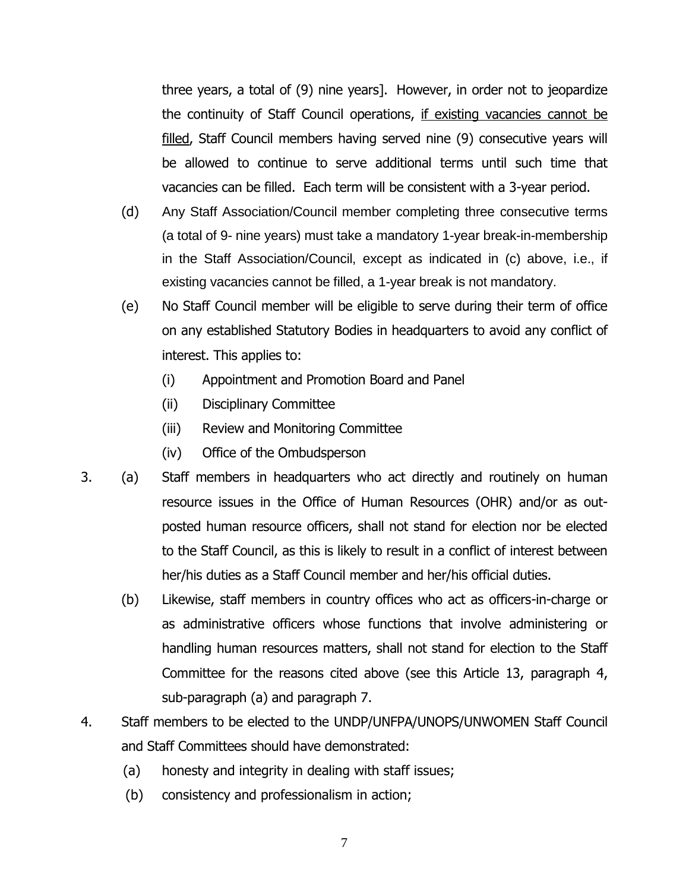three years, a total of (9) nine years]. However, in order not to jeopardize the continuity of Staff Council operations, <u>if existing vacancies cannot be filled</u>, Staff Council members having served nine (9) consecutive years will be allowed to continue to serve additional terms until such time that vacancies can be filled. Each term will be consistent with a 3-year period.

(d) Any Staff Association/Council member completing three consecutive terms (a total of 9- nine years) must take a mandatory 1-year break-in-membership in the Staff Association/Council, except as indicated in (c) above, i.e., if existing vacancies cannot be filled, a 1-year break is not mandatory.

(e) No Staff Council member will be eligible to serve during their term of office on any established Statutory Bodies in headquarters to avoid any conflict of interest. This applies to:

(i) Appointment and Promotion Board and Panel

(ii) Disciplinary Committee

(iii) Review and Monitoring Committee

(iv) Office of the Ombudsperson

3. (a) Staff members in headquarters who act directly and routinely on human resource issues in the Office of Human Resources (OHR) and/or as out-posted human resource officers, shall not stand for election nor be elected to the Staff Council, as this is likely to result in a conflict of interest between her/his duties as a Staff Council member and her/his official duties.

(b) Likewise, staff members in country offices who act as officers-in-charge or as administrative officers whose functions that involve administering or handling human resources matters, shall not stand for election to the Staff Committee for the reasons cited above (see this Article 13, paragraph 4, sub-paragraph (a) and paragraph 7.

4. Staff members to be elected to the UNDP/UNFPA/UNOPS/UNWOMEN Staff Council and Staff Committees should have demonstrated:

(a) honesty and integrity in dealing with staff issues;

(b) consistency and professionalism in action;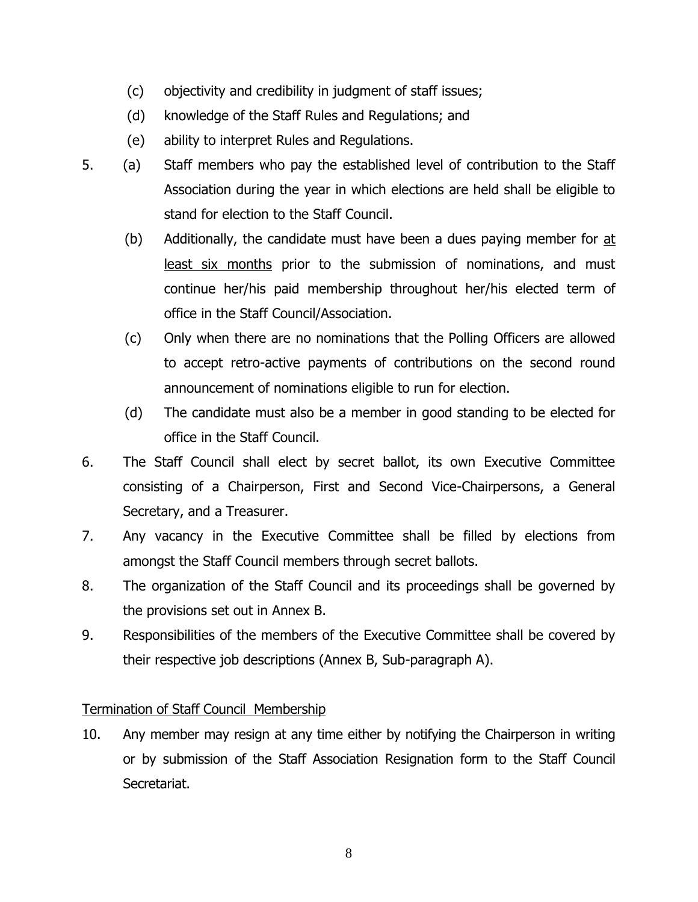(c) objectivity and credibility in judgment of staff issues;

(d) knowledge of the Staff Rules and Regulations; and

(e) ability to interpret Rules and Regulations.

5. (a) Staff members who pay the established level of contribution to the Staff Association during the year in which elections are held shall be eligible to stand for election to the Staff Council.

   (b) Additionally, the candidate must have been a dues paying member for <u>at least six months</u> prior to the submission of nominations, and must continue her/his paid membership throughout her/his elected term of office in the Staff Council/Association.

   (c) Only when there are no nominations that the Polling Officers are allowed to accept retro-active payments of contributions on the second round announcement of nominations eligible to run for election.

   (d) The candidate must also be a member in good standing to be elected for office in the Staff Council.

6. The Staff Council shall elect by secret ballot, its own Executive Committee consisting of a Chairperson, First and Second Vice-Chairpersons, a General Secretary, and a Treasurer.

7. Any vacancy in the Executive Committee shall be filled by elections from amongst the Staff Council members through secret ballots.

8. The organization of the Staff Council and its proceedings shall be governed by the provisions set out in Annex B.

9. Responsibilities of the members of the Executive Committee shall be covered by their respective job descriptions (Annex B, Sub-paragraph A).

<u>Termination of Staff Council Membership</u>

10. Any member may resign at any time either by notifying the Chairperson in writing or by submission of the Staff Association Resignation form to the Staff Council Secretariat.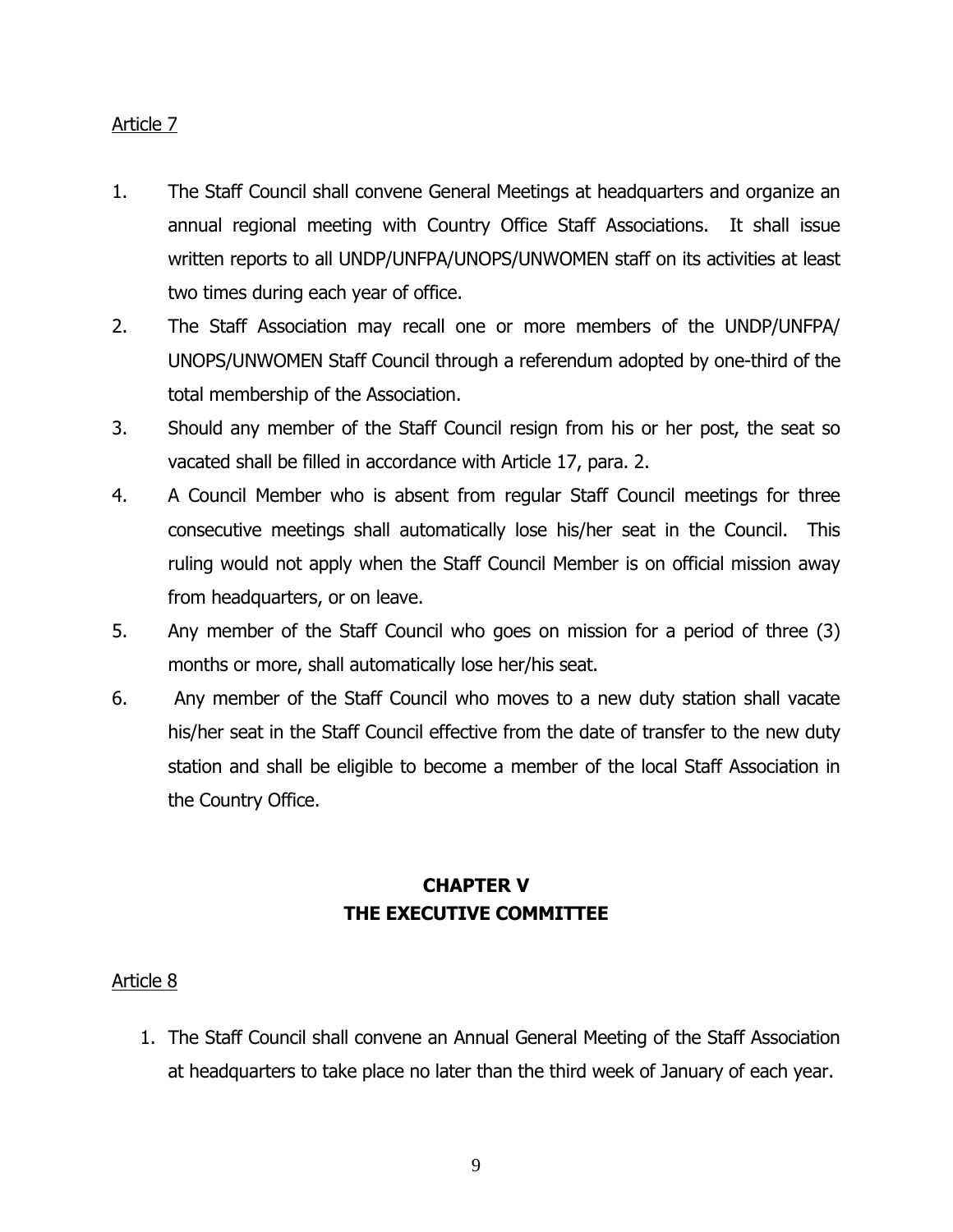Article 7

1. The Staff Council shall convene General Meetings at headquarters and organize an annual regional meeting with Country Office Staff Associations. It shall issue written reports to all UNDP/UNFPA/UNOPS/UNWOMEN staff on its activities at least two times during each year of office.
2. The Staff Association may recall one or more members of the UNDP/UNFPA/ UNOPS/UNWOMEN Staff Council through a referendum adopted by one-third of the total membership of the Association.
3. Should any member of the Staff Council resign from his or her post, the seat so vacated shall be filled in accordance with Article 17, para. 2.
4. A Council Member who is absent from regular Staff Council meetings for three consecutive meetings shall automatically lose his/her seat in the Council. This ruling would not apply when the Staff Council Member is on official mission away from headquarters, or on leave.
5. Any member of the Staff Council who goes on mission for a period of three (3) months or more, shall automatically lose her/his seat.
6. Any member of the Staff Council who moves to a new duty station shall vacate his/her seat in the Staff Council effective from the date of transfer to the new duty station and shall be eligible to become a member of the local Staff Association in the Country Office.

## CHAPTER V
## THE EXECUTIVE COMMITTEE

Article 8

1. The Staff Council shall convene an Annual General Meeting of the Staff Association at headquarters to take place no later than the third week of January of each year.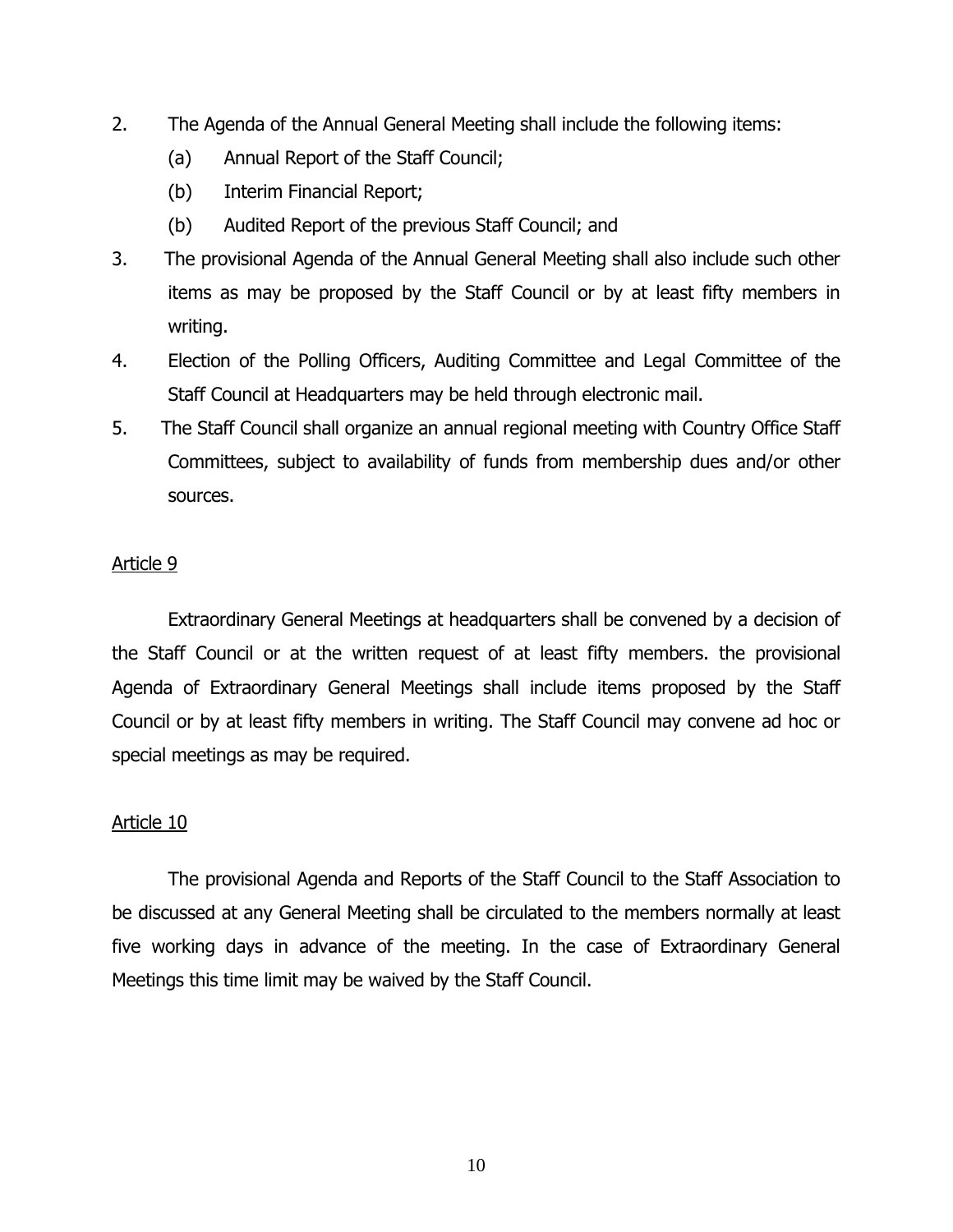2. The Agenda of the Annual General Meeting shall include the following items:

   (a) Annual Report of the Staff Council;

   (b) Interim Financial Report;

   (b) Audited Report of the previous Staff Council; and

3. The provisional Agenda of the Annual General Meeting shall also include such other items as may be proposed by the Staff Council or by at least fifty members in writing.

4. Election of the Polling Officers, Auditing Committee and Legal Committee of the Staff Council at Headquarters may be held through electronic mail.

5. The Staff Council shall organize an annual regional meeting with Country Office Staff Committees, subject to availability of funds from membership dues and/or other sources.

<u>Article 9</u>

Extraordinary General Meetings at headquarters shall be convened by a decision of the Staff Council or at the written request of at least fifty members. the provisional Agenda of Extraordinary General Meetings shall include items proposed by the Staff Council or by at least fifty members in writing. The Staff Council may convene ad hoc or special meetings as may be required.

<u>Article 10</u>

The provisional Agenda and Reports of the Staff Council to the Staff Association to be discussed at any General Meeting shall be circulated to the members normally at least five working days in advance of the meeting. In the case of Extraordinary General Meetings this time limit may be waived by the Staff Council.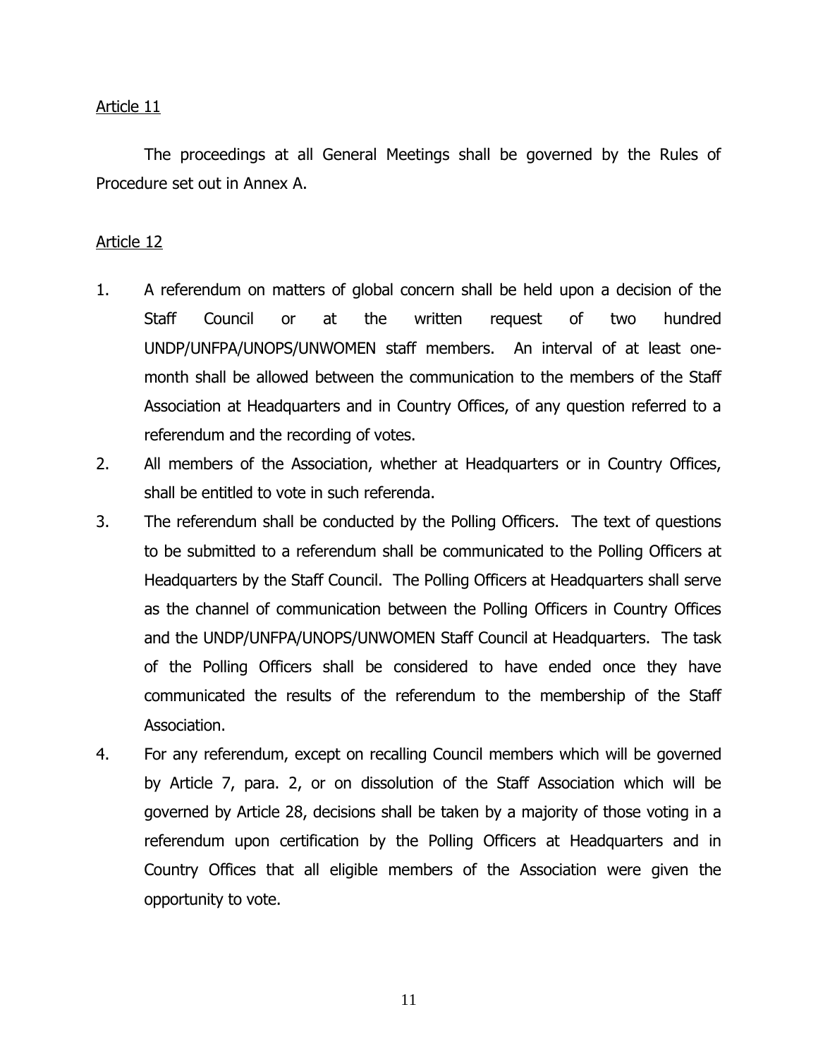Article 11

The proceedings at all General Meetings shall be governed by the Rules of Procedure set out in Annex A.

Article 12

1. A referendum on matters of global concern shall be held upon a decision of the Staff Council or at the written request of two hundred UNDP/UNFPA/UNOPS/UNWOMEN staff members. An interval of at least one-month shall be allowed between the communication to the members of the Staff Association at Headquarters and in Country Offices, of any question referred to a referendum and the recording of votes.
2. All members of the Association, whether at Headquarters or in Country Offices, shall be entitled to vote in such referenda.
3. The referendum shall be conducted by the Polling Officers. The text of questions to be submitted to a referendum shall be communicated to the Polling Officers at Headquarters by the Staff Council. The Polling Officers at Headquarters shall serve as the channel of communication between the Polling Officers in Country Offices and the UNDP/UNFPA/UNOPS/UNWOMEN Staff Council at Headquarters. The task of the Polling Officers shall be considered to have ended once they have communicated the results of the referendum to the membership of the Staff Association.
4. For any referendum, except on recalling Council members which will be governed by Article 7, para. 2, or on dissolution of the Staff Association which will be governed by Article 28, decisions shall be taken by a majority of those voting in a referendum upon certification by the Polling Officers at Headquarters and in Country Offices that all eligible members of the Association were given the opportunity to vote.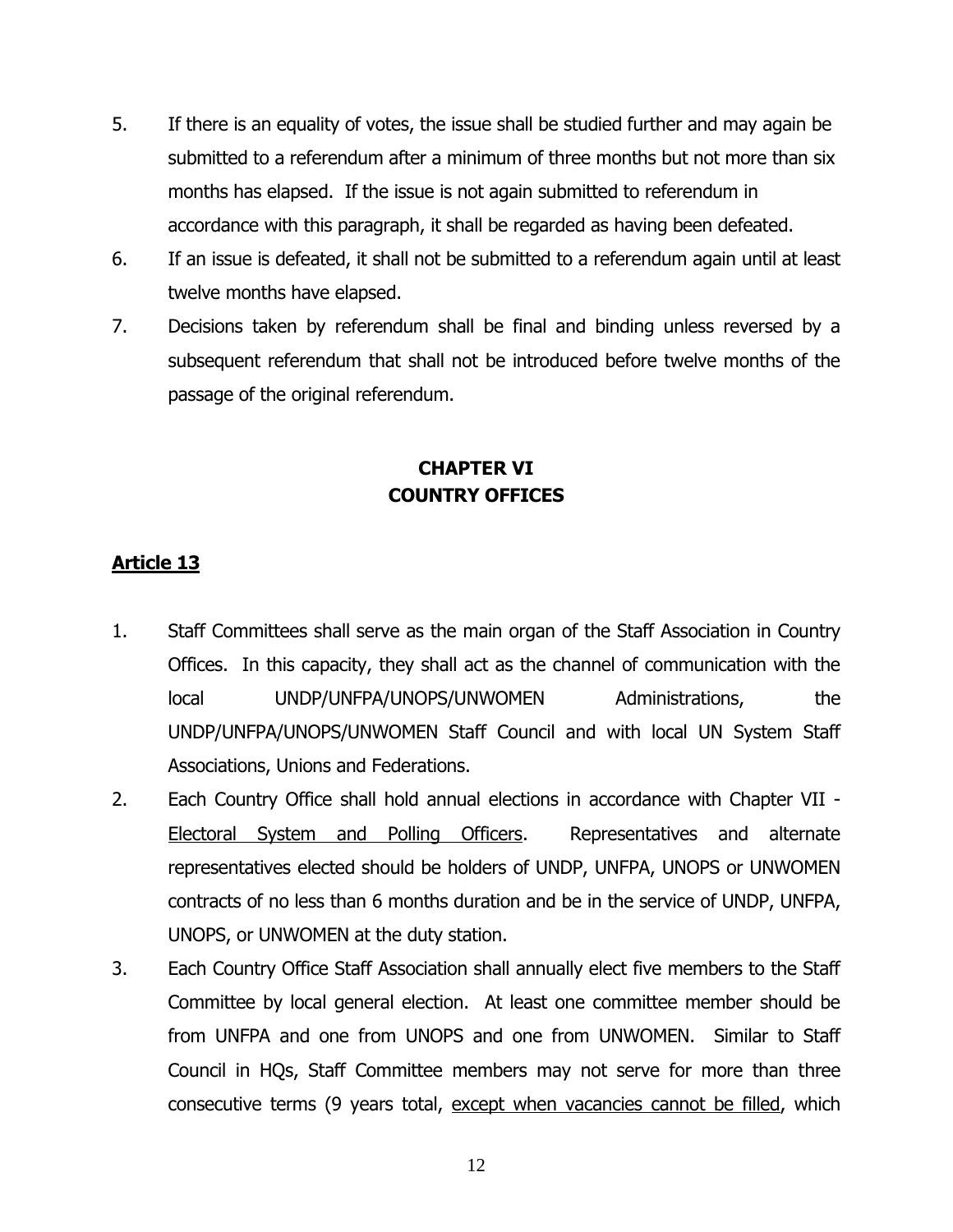5. If there is an equality of votes, the issue shall be studied further and may again be submitted to a referendum after a minimum of three months but not more than six months has elapsed. If the issue is not again submitted to referendum in accordance with this paragraph, it shall be regarded as having been defeated.
6. If an issue is defeated, it shall not be submitted to a referendum again until at least twelve months have elapsed.
7. Decisions taken by referendum shall be final and binding unless reversed by a subsequent referendum that shall not be introduced before twelve months of the passage of the original referendum.

## CHAPTER VI
## COUNTRY OFFICES

### <u>Article 13</u>

1. Staff Committees shall serve as the main organ of the Staff Association in Country Offices. In this capacity, they shall act as the channel of communication with the local UNDP/UNFPA/UNOPS/UNWOMEN Administrations, the UNDP/UNFPA/UNOPS/UNWOMEN Staff Council and with local UN System Staff Associations, Unions and Federations.
2. Each Country Office shall hold annual elections in accordance with Chapter VII - <u>Electoral System and Polling Officers</u>. Representatives and alternate representatives elected should be holders of UNDP, UNFPA, UNOPS or UNWOMEN contracts of no less than 6 months duration and be in the service of UNDP, UNFPA, UNOPS, or UNWOMEN at the duty station.
3. Each Country Office Staff Association shall annually elect five members to the Staff Committee by local general election. At least one committee member should be from UNFPA and one from UNOPS and one from UNWOMEN. Similar to Staff Council in HQs, Staff Committee members may not serve for more than three consecutive terms (9 years total, <u>except when vacancies cannot be filled</u>, which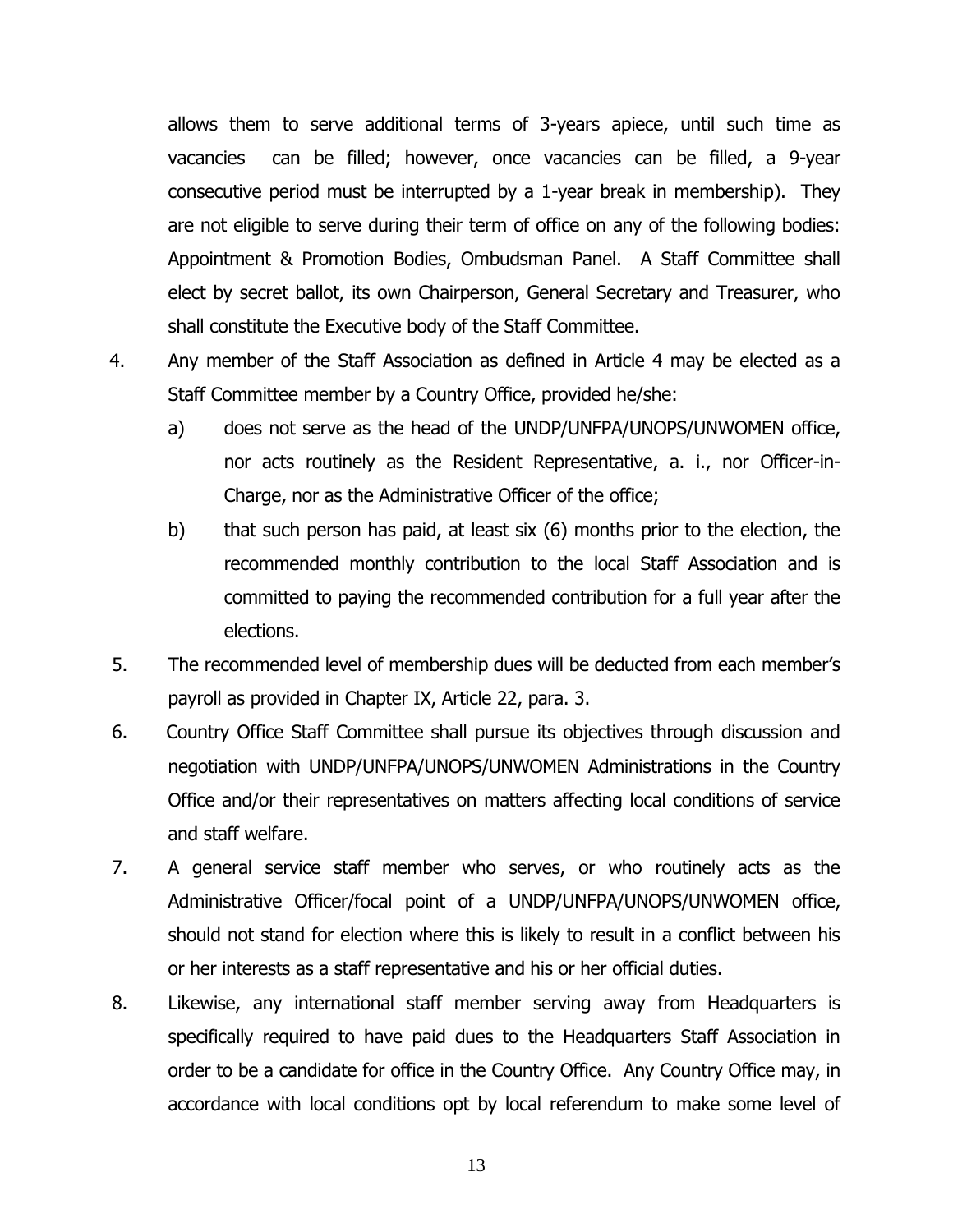allows them to serve additional terms of 3-years apiece, until such time as vacancies can be filled; however, once vacancies can be filled, a 9-year consecutive period must be interrupted by a 1-year break in membership). They are not eligible to serve during their term of office on any of the following bodies: Appointment & Promotion Bodies, Ombudsman Panel. A Staff Committee shall elect by secret ballot, its own Chairperson, General Secretary and Treasurer, who shall constitute the Executive body of the Staff Committee.

4. Any member of the Staff Association as defined in Article 4 may be elected as a Staff Committee member by a Country Office, provided he/she:

   a) does not serve as the head of the UNDP/UNFPA/UNOPS/UNWOMEN office, nor acts routinely as the Resident Representative, a. i., nor Officer-in-Charge, nor as the Administrative Officer of the office;

   b) that such person has paid, at least six (6) months prior to the election, the recommended monthly contribution to the local Staff Association and is committed to paying the recommended contribution for a full year after the elections.

5. The recommended level of membership dues will be deducted from each member's payroll as provided in Chapter IX, Article 22, para. 3.

6. Country Office Staff Committee shall pursue its objectives through discussion and negotiation with UNDP/UNFPA/UNOPS/UNWOMEN Administrations in the Country Office and/or their representatives on matters affecting local conditions of service and staff welfare.

7. A general service staff member who serves, or who routinely acts as the Administrative Officer/focal point of a UNDP/UNFPA/UNOPS/UNWOMEN office, should not stand for election where this is likely to result in a conflict between his or her interests as a staff representative and his or her official duties.

8. Likewise, any international staff member serving away from Headquarters is specifically required to have paid dues to the Headquarters Staff Association in order to be a candidate for office in the Country Office. Any Country Office may, in accordance with local conditions opt by local referendum to make some level of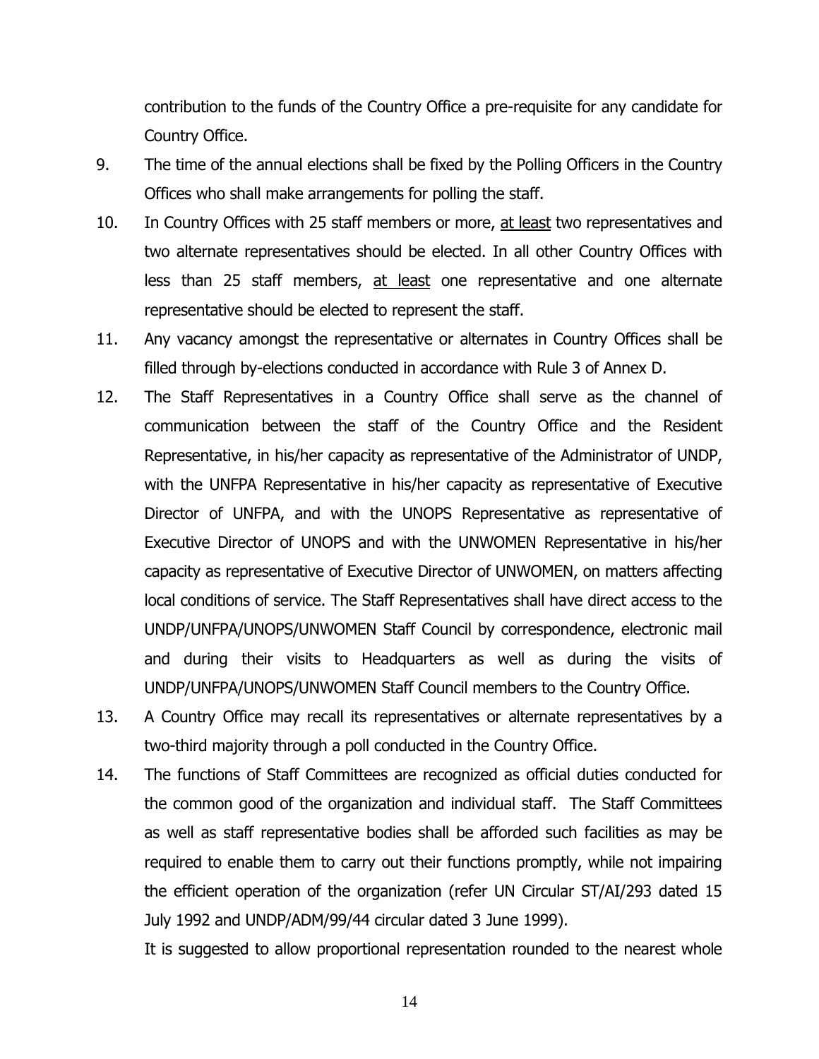contribution to the funds of the Country Office a pre-requisite for any candidate for Country Office.

9. The time of the annual elections shall be fixed by the Polling Officers in the Country Offices who shall make arrangements for polling the staff.

10. In Country Offices with 25 staff members or more, at least two representatives and two alternate representatives should be elected. In all other Country Offices with less than 25 staff members, at least one representative and one alternate representative should be elected to represent the staff.

11. Any vacancy amongst the representative or alternates in Country Offices shall be filled through by-elections conducted in accordance with Rule 3 of Annex D.

12. The Staff Representatives in a Country Office shall serve as the channel of communication between the staff of the Country Office and the Resident Representative, in his/her capacity as representative of the Administrator of UNDP, with the UNFPA Representative in his/her capacity as representative of Executive Director of UNFPA, and with the UNOPS Representative as representative of Executive Director of UNOPS and with the UNWOMEN Representative in his/her capacity as representative of Executive Director of UNWOMEN, on matters affecting local conditions of service. The Staff Representatives shall have direct access to the UNDP/UNFPA/UNOPS/UNWOMEN Staff Council by correspondence, electronic mail and during their visits to Headquarters as well as during the visits of UNDP/UNFPA/UNOPS/UNWOMEN Staff Council members to the Country Office.

13. A Country Office may recall its representatives or alternate representatives by a two-third majority through a poll conducted in the Country Office.

14. The functions of Staff Committees are recognized as official duties conducted for the common good of the organization and individual staff. The Staff Committees as well as staff representative bodies shall be afforded such facilities as may be required to enable them to carry out their functions promptly, while not impairing the efficient operation of the organization (refer UN Circular ST/AI/293 dated 15 July 1992 and UNDP/ADM/99/44 circular dated 3 June 1999).

    It is suggested to allow proportional representation rounded to the nearest whole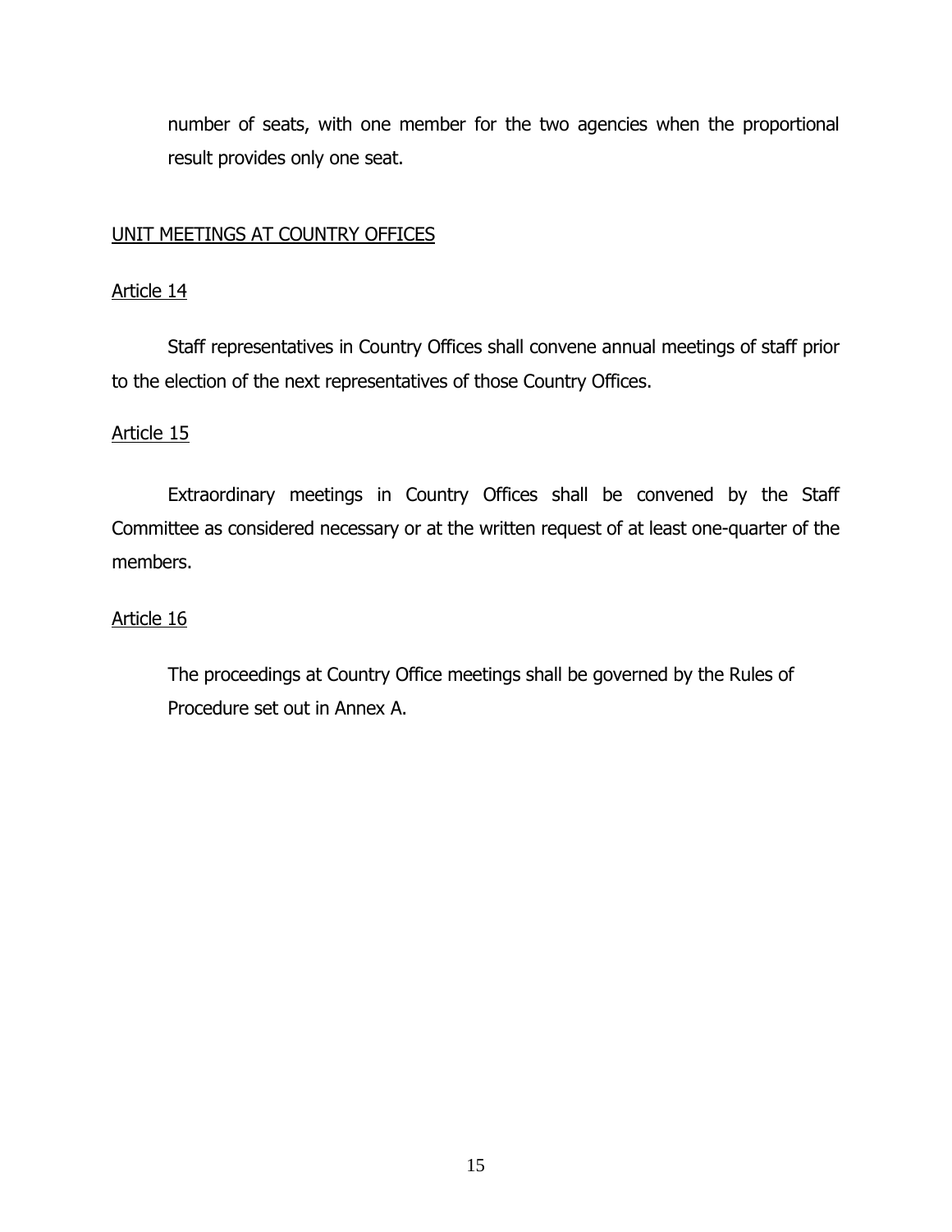number of seats, with one member for the two agencies when the proportional result provides only one seat.

UNIT MEETINGS AT COUNTRY OFFICES

Article 14

Staff representatives in Country Offices shall convene annual meetings of staff prior to the election of the next representatives of those Country Offices.

Article 15

Extraordinary meetings in Country Offices shall be convened by the Staff Committee as considered necessary or at the written request of at least one-quarter of the members.

Article 16

The proceedings at Country Office meetings shall be governed by the Rules of Procedure set out in Annex A.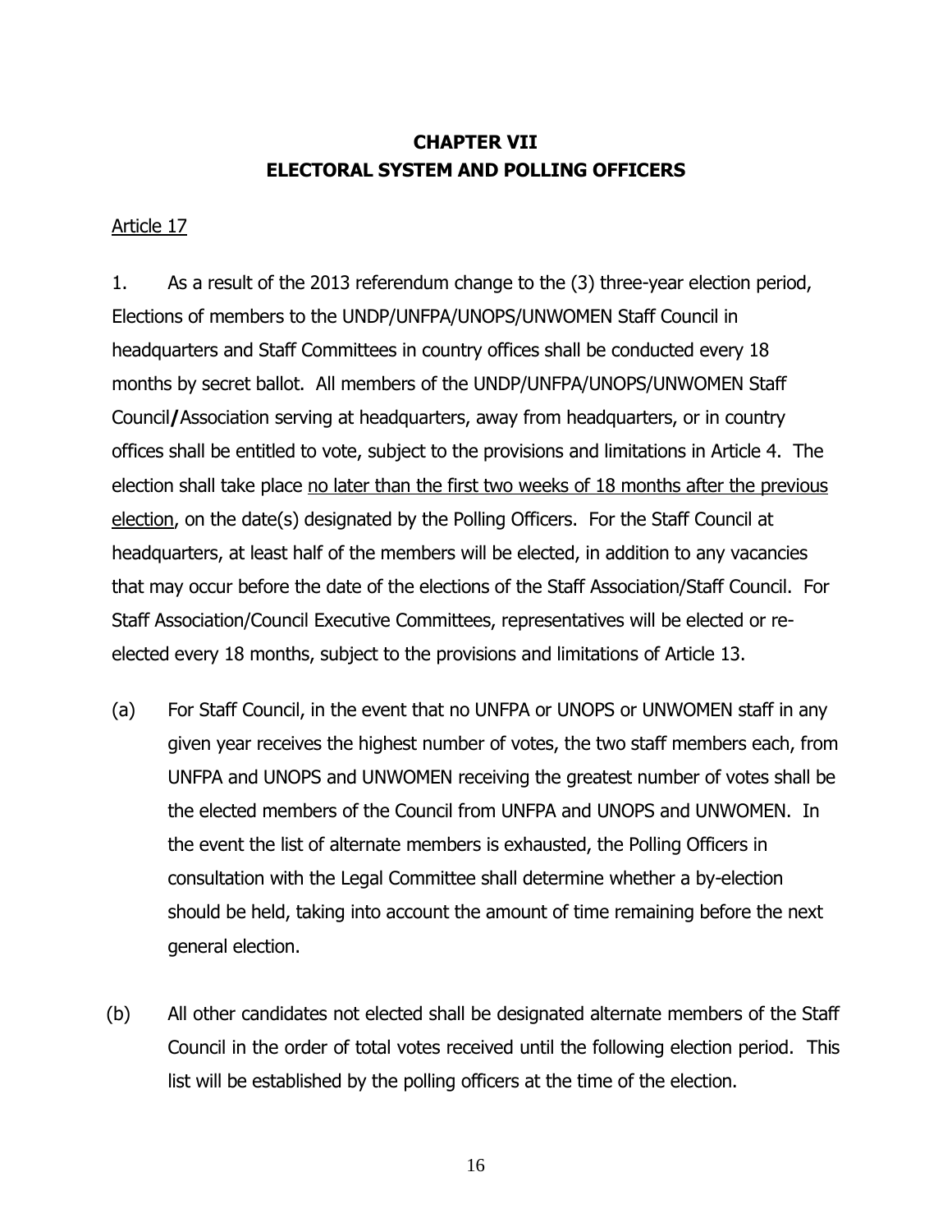# CHAPTER VII
# ELECTORAL SYSTEM AND POLLING OFFICERS

<u>Article 17</u>

1. As a result of the 2013 referendum change to the (3) three-year election period, Elections of members to the UNDP/UNFPA/UNOPS/UNWOMEN Staff Council in headquarters and Staff Committees in country offices shall be conducted every 18 months by secret ballot. All members of the UNDP/UNFPA/UNOPS/UNWOMEN Staff Council**/**Association serving at headquarters, away from headquarters, or in country offices shall be entitled to vote, subject to the provisions and limitations in Article 4. The election shall take place <u>no later than the first two weeks of 18 months after the previous election</u>, on the date(s) designated by the Polling Officers. For the Staff Council at headquarters, at least half of the members will be elected, in addition to any vacancies that may occur before the date of the elections of the Staff Association/Staff Council. For Staff Association/Council Executive Committees, representatives will be elected or re-elected every 18 months, subject to the provisions and limitations of Article 13.

(a) For Staff Council, in the event that no UNFPA or UNOPS or UNWOMEN staff in any given year receives the highest number of votes, the two staff members each, from UNFPA and UNOPS and UNWOMEN receiving the greatest number of votes shall be the elected members of the Council from UNFPA and UNOPS and UNWOMEN. In the event the list of alternate members is exhausted, the Polling Officers in consultation with the Legal Committee shall determine whether a by-election should be held, taking into account the amount of time remaining before the next general election.

(b) All other candidates not elected shall be designated alternate members of the Staff Council in the order of total votes received until the following election period. This list will be established by the polling officers at the time of the election.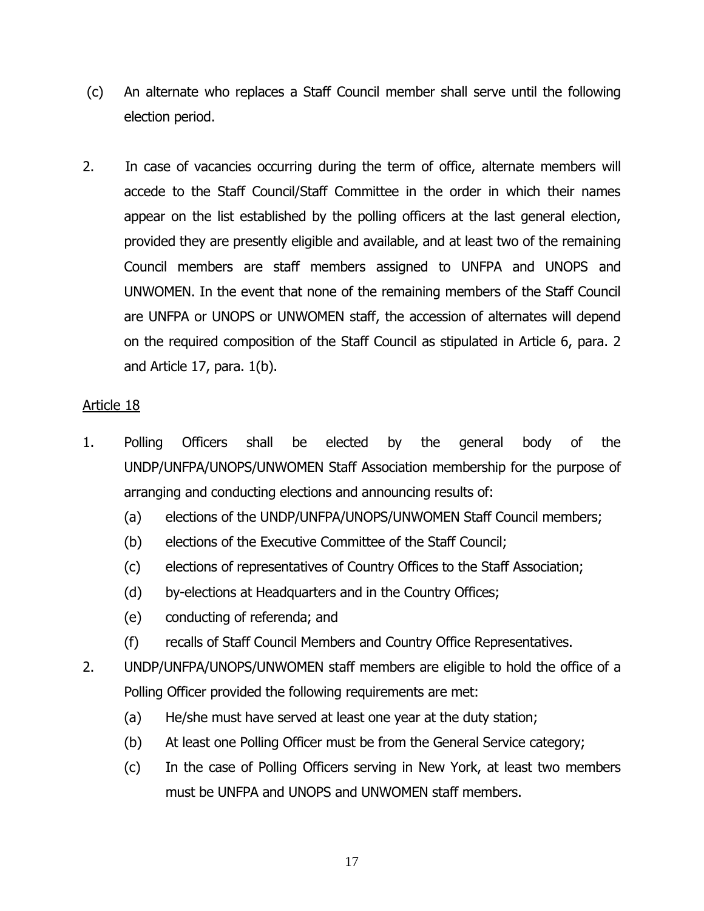(c) An alternate who replaces a Staff Council member shall serve until the following election period.

2. In case of vacancies occurring during the term of office, alternate members will accede to the Staff Council/Staff Committee in the order in which their names appear on the list established by the polling officers at the last general election, provided they are presently eligible and available, and at least two of the remaining Council members are staff members assigned to UNFPA and UNOPS and UNWOMEN. In the event that none of the remaining members of the Staff Council are UNFPA or UNOPS or UNWOMEN staff, the accession of alternates will depend on the required composition of the Staff Council as stipulated in Article 6, para. 2 and Article 17, para. 1(b).

<u>Article 18</u>

1. Polling Officers shall be elected by the general body of the UNDP/UNFPA/UNOPS/UNWOMEN Staff Association membership for the purpose of arranging and conducting elections and announcing results of:
   (a) elections of the UNDP/UNFPA/UNOPS/UNWOMEN Staff Council members;
   (b) elections of the Executive Committee of the Staff Council;
   (c) elections of representatives of Country Offices to the Staff Association;
   (d) by-elections at Headquarters and in the Country Offices;
   (e) conducting of referenda; and
   (f) recalls of Staff Council Members and Country Office Representatives.
2. UNDP/UNFPA/UNOPS/UNWOMEN staff members are eligible to hold the office of a Polling Officer provided the following requirements are met:
   (a) He/she must have served at least one year at the duty station;
   (b) At least one Polling Officer must be from the General Service category;
   (c) In the case of Polling Officers serving in New York, at least two members must be UNFPA and UNOPS and UNWOMEN staff members.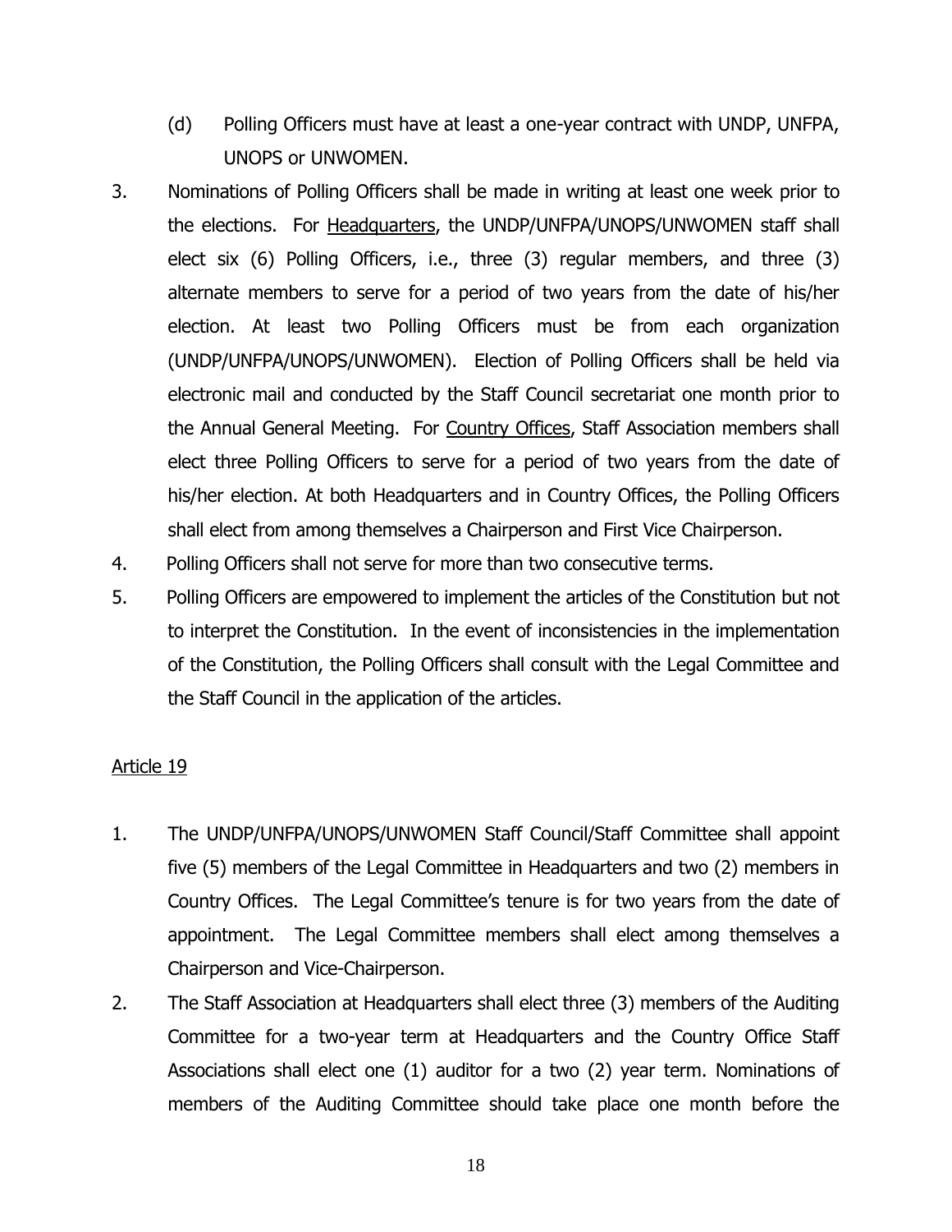(d) Polling Officers must have at least a one-year contract with UNDP, UNFPA, UNOPS or UNWOMEN.

3. Nominations of Polling Officers shall be made in writing at least one week prior to the elections. For Headquarters, the UNDP/UNFPA/UNOPS/UNWOMEN staff shall elect six (6) Polling Officers, i.e., three (3) regular members, and three (3) alternate members to serve for a period of two years from the date of his/her election. At least two Polling Officers must be from each organization (UNDP/UNFPA/UNOPS/UNWOMEN). Election of Polling Officers shall be held via electronic mail and conducted by the Staff Council secretariat one month prior to the Annual General Meeting. For Country Offices, Staff Association members shall elect three Polling Officers to serve for a period of two years from the date of his/her election. At both Headquarters and in Country Offices, the Polling Officers shall elect from among themselves a Chairperson and First Vice Chairperson.

4. Polling Officers shall not serve for more than two consecutive terms.

5. Polling Officers are empowered to implement the articles of the Constitution but not to interpret the Constitution. In the event of inconsistencies in the implementation of the Constitution, the Polling Officers shall consult with the Legal Committee and the Staff Council in the application of the articles.

## Article 19

1. The UNDP/UNFPA/UNOPS/UNWOMEN Staff Council/Staff Committee shall appoint five (5) members of the Legal Committee in Headquarters and two (2) members in Country Offices. The Legal Committee's tenure is for two years from the date of appointment. The Legal Committee members shall elect among themselves a Chairperson and Vice-Chairperson.

2. The Staff Association at Headquarters shall elect three (3) members of the Auditing Committee for a two-year term at Headquarters and the Country Office Staff Associations shall elect one (1) auditor for a two (2) year term. Nominations of members of the Auditing Committee should take place one month before the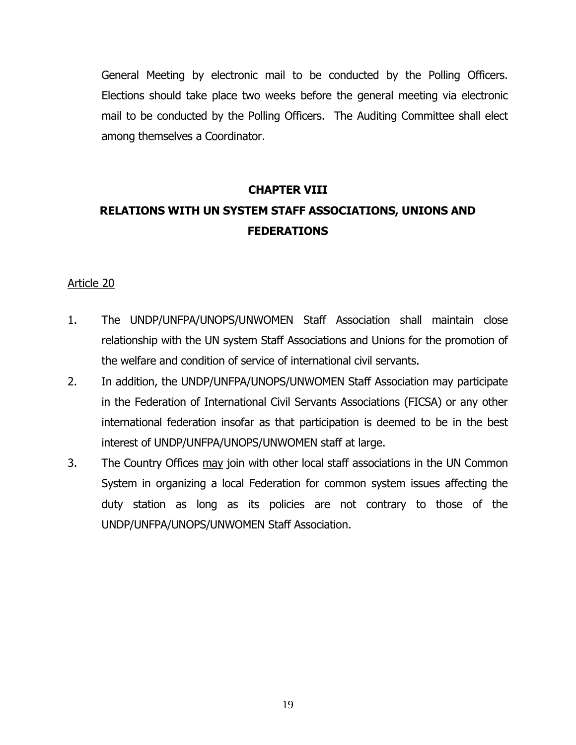General Meeting by electronic mail to be conducted by the Polling Officers. Elections should take place two weeks before the general meeting via electronic mail to be conducted by the Polling Officers. The Auditing Committee shall elect among themselves a Coordinator.

## CHAPTER VIII

## RELATIONS WITH UN SYSTEM STAFF ASSOCIATIONS, UNIONS AND FEDERATIONS

<u>Article 20</u>

1. The UNDP/UNFPA/UNOPS/UNWOMEN Staff Association shall maintain close relationship with the UN system Staff Associations and Unions for the promotion of the welfare and condition of service of international civil servants.
2. In addition, the UNDP/UNFPA/UNOPS/UNWOMEN Staff Association may participate in the Federation of International Civil Servants Associations (FICSA) or any other international federation insofar as that participation is deemed to be in the best interest of UNDP/UNFPA/UNOPS/UNWOMEN staff at large.
3. The Country Offices <u>may</u> join with other local staff associations in the UN Common System in organizing a local Federation for common system issues affecting the duty station as long as its policies are not contrary to those of the UNDP/UNFPA/UNOPS/UNWOMEN Staff Association.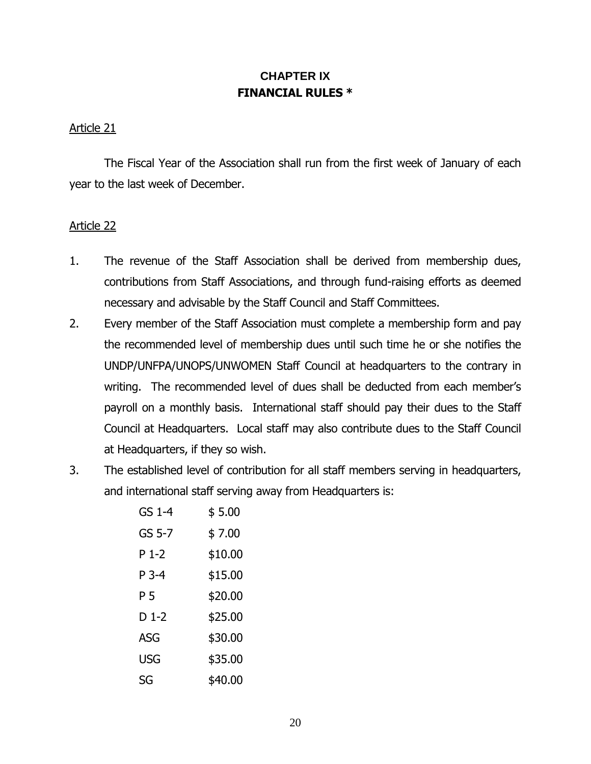# CHAPTER IX
# FINANCIAL RULES *

Article 21

The Fiscal Year of the Association shall run from the first week of January of each year to the last week of December.

Article 22

1. The revenue of the Staff Association shall be derived from membership dues, contributions from Staff Associations, and through fund-raising efforts as deemed necessary and advisable by the Staff Council and Staff Committees.
2. Every member of the Staff Association must complete a membership form and pay the recommended level of membership dues until such time he or she notifies the UNDP/UNFPA/UNOPS/UNWOMEN Staff Council at headquarters to the contrary in writing. The recommended level of dues shall be deducted from each member's payroll on a monthly basis. International staff should pay their dues to the Staff Council at Headquarters. Local staff may also contribute dues to the Staff Council at Headquarters, if they so wish.
3. The established level of contribution for all staff members serving in headquarters, and international staff serving away from Headquarters is:

| | |
|---|---|
| GS 1-4 | $ 5.00 |
| GS 5-7 | $ 7.00 |
| P 1-2 | $10.00 |
| P 3-4 | $15.00 |
| P 5 | $20.00 |
| D 1-2 | $25.00 |
| ASG | $30.00 |
| USG | $35.00 |
| SG | $40.00 |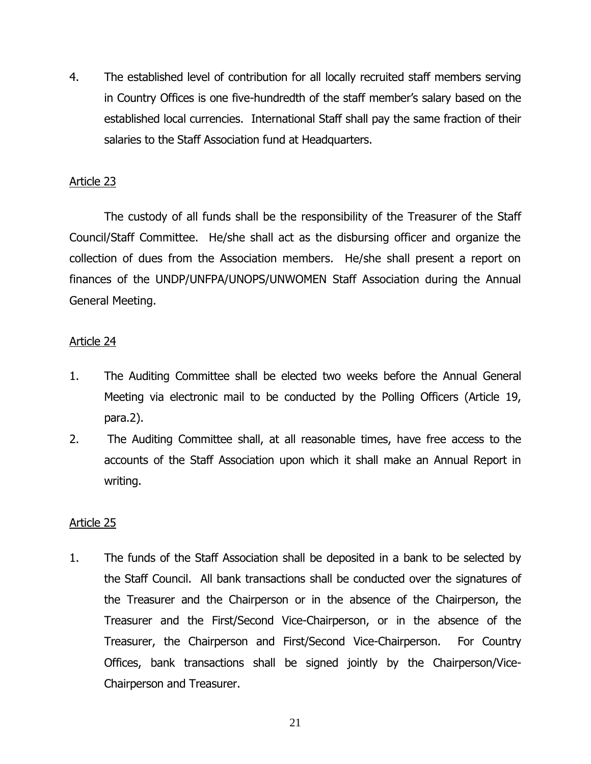4. The established level of contribution for all locally recruited staff members serving in Country Offices is one five-hundredth of the staff member's salary based on the established local currencies. International Staff shall pay the same fraction of their salaries to the Staff Association fund at Headquarters.

<u>Article 23</u>

The custody of all funds shall be the responsibility of the Treasurer of the Staff Council/Staff Committee. He/she shall act as the disbursing officer and organize the collection of dues from the Association members. He/she shall present a report on finances of the UNDP/UNFPA/UNOPS/UNWOMEN Staff Association during the Annual General Meeting.

<u>Article 24</u>

1. The Auditing Committee shall be elected two weeks before the Annual General Meeting via electronic mail to be conducted by the Polling Officers (Article 19, para.2).
2. The Auditing Committee shall, at all reasonable times, have free access to the accounts of the Staff Association upon which it shall make an Annual Report in writing.

<u>Article 25</u>

1. The funds of the Staff Association shall be deposited in a bank to be selected by the Staff Council. All bank transactions shall be conducted over the signatures of the Treasurer and the Chairperson or in the absence of the Chairperson, the Treasurer and the First/Second Vice-Chairperson, or in the absence of the Treasurer, the Chairperson and First/Second Vice-Chairperson. For Country Offices, bank transactions shall be signed jointly by the Chairperson/Vice-Chairperson and Treasurer.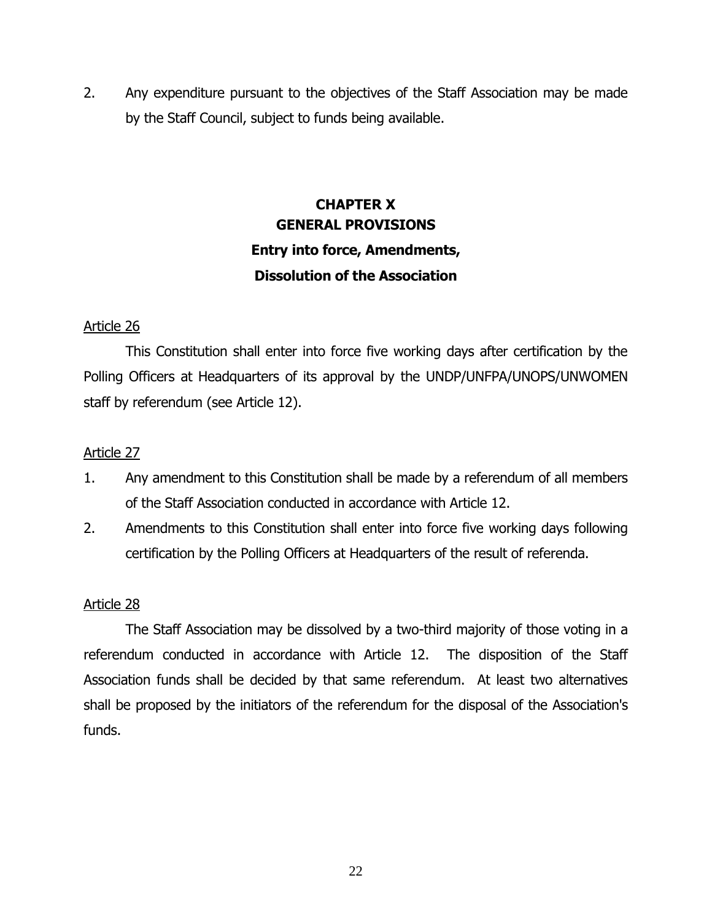2. Any expenditure pursuant to the objectives of the Staff Association may be made by the Staff Council, subject to funds being available.

## CHAPTER X
## GENERAL PROVISIONS
### Entry into force, Amendments,
### Dissolution of the Association

<u>Article 26</u>

This Constitution shall enter into force five working days after certification by the Polling Officers at Headquarters of its approval by the UNDP/UNFPA/UNOPS/UNWOMEN staff by referendum (see Article 12).

<u>Article 27</u>

1. Any amendment to this Constitution shall be made by a referendum of all members of the Staff Association conducted in accordance with Article 12.
2. Amendments to this Constitution shall enter into force five working days following certification by the Polling Officers at Headquarters of the result of referenda.

<u>Article 28</u>

The Staff Association may be dissolved by a two-third majority of those voting in a referendum conducted in accordance with Article 12. The disposition of the Staff Association funds shall be decided by that same referendum. At least two alternatives shall be proposed by the initiators of the referendum for the disposal of the Association's funds.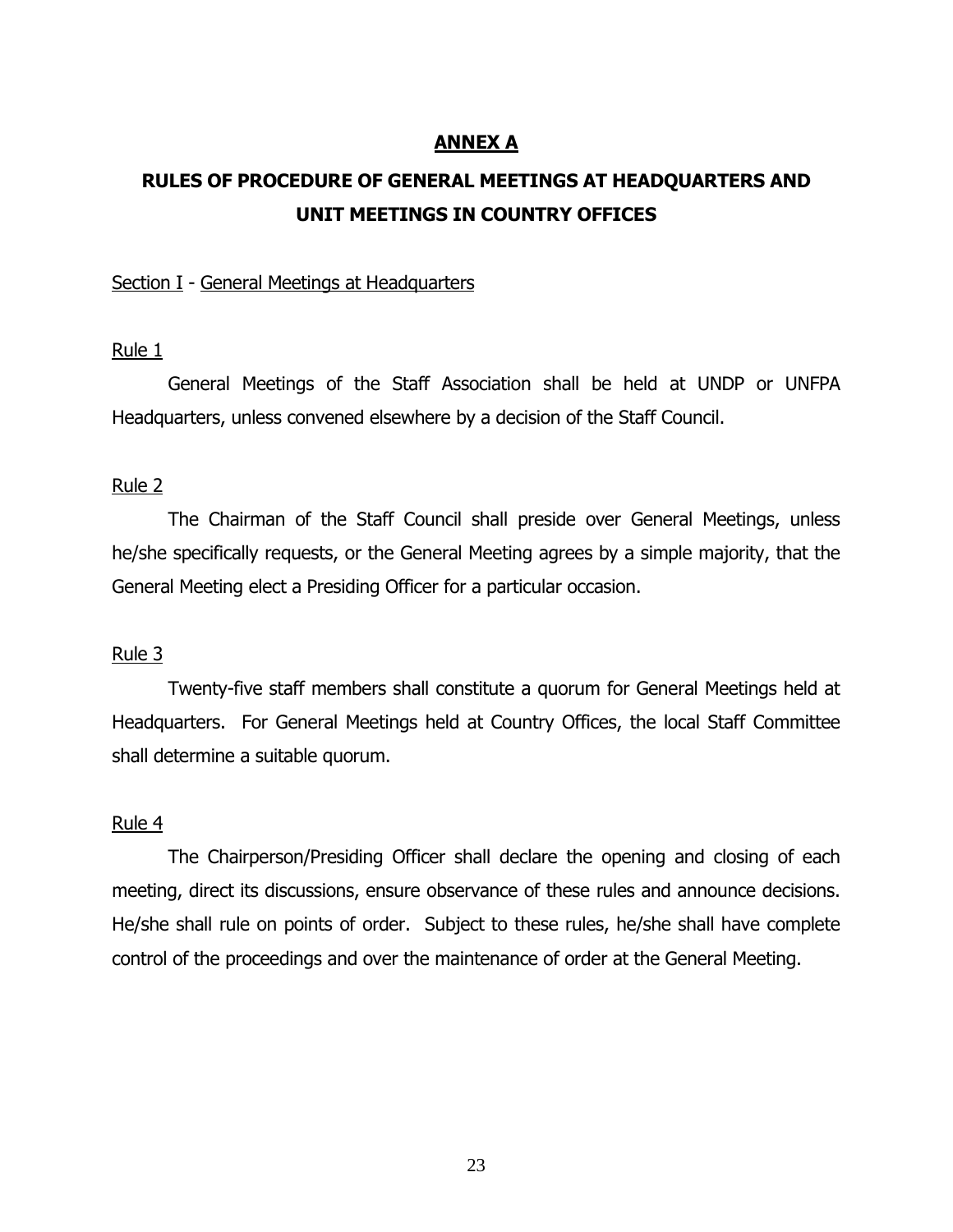## ANNEX A

# RULES OF PROCEDURE OF GENERAL MEETINGS AT HEADQUARTERS AND UNIT MEETINGS IN COUNTRY OFFICES

### Section I - General Meetings at Headquarters

#### Rule 1

General Meetings of the Staff Association shall be held at UNDP or UNFPA Headquarters, unless convened elsewhere by a decision of the Staff Council.

#### Rule 2

The Chairman of the Staff Council shall preside over General Meetings, unless he/she specifically requests, or the General Meeting agrees by a simple majority, that the General Meeting elect a Presiding Officer for a particular occasion.

#### Rule 3

Twenty-five staff members shall constitute a quorum for General Meetings held at Headquarters. For General Meetings held at Country Offices, the local Staff Committee shall determine a suitable quorum.

#### Rule 4

The Chairperson/Presiding Officer shall declare the opening and closing of each meeting, direct its discussions, ensure observance of these rules and announce decisions. He/she shall rule on points of order. Subject to these rules, he/she shall have complete control of the proceedings and over the maintenance of order at the General Meeting.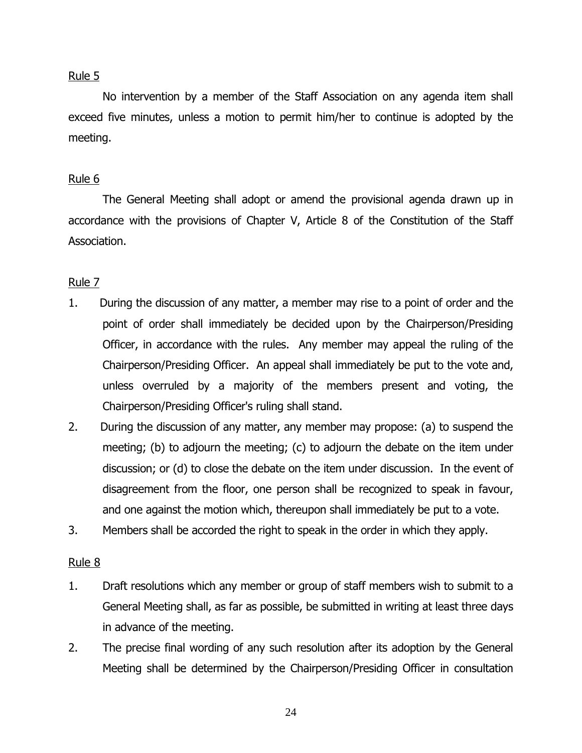Rule 5

No intervention by a member of the Staff Association on any agenda item shall exceed five minutes, unless a motion to permit him/her to continue is adopted by the meeting.

Rule 6

The General Meeting shall adopt or amend the provisional agenda drawn up in accordance with the provisions of Chapter V, Article 8 of the Constitution of the Staff Association.

Rule 7

1. During the discussion of any matter, a member may rise to a point of order and the point of order shall immediately be decided upon by the Chairperson/Presiding Officer, in accordance with the rules. Any member may appeal the ruling of the Chairperson/Presiding Officer. An appeal shall immediately be put to the vote and, unless overruled by a majority of the members present and voting, the Chairperson/Presiding Officer's ruling shall stand.
2. During the discussion of any matter, any member may propose: (a) to suspend the meeting; (b) to adjourn the meeting; (c) to adjourn the debate on the item under discussion; or (d) to close the debate on the item under discussion. In the event of disagreement from the floor, one person shall be recognized to speak in favour, and one against the motion which, thereupon shall immediately be put to a vote.
3. Members shall be accorded the right to speak in the order in which they apply.

Rule 8

1. Draft resolutions which any member or group of staff members wish to submit to a General Meeting shall, as far as possible, be submitted in writing at least three days in advance of the meeting.
2. The precise final wording of any such resolution after its adoption by the General Meeting shall be determined by the Chairperson/Presiding Officer in consultation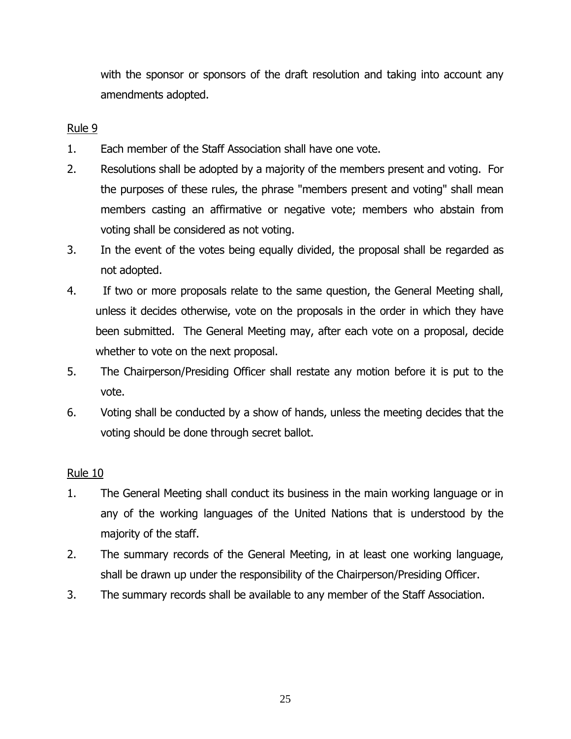with the sponsor or sponsors of the draft resolution and taking into account any amendments adopted.

Rule 9

1. Each member of the Staff Association shall have one vote.
2. Resolutions shall be adopted by a majority of the members present and voting. For the purposes of these rules, the phrase "members present and voting" shall mean members casting an affirmative or negative vote; members who abstain from voting shall be considered as not voting.
3. In the event of the votes being equally divided, the proposal shall be regarded as not adopted.
4. If two or more proposals relate to the same question, the General Meeting shall, unless it decides otherwise, vote on the proposals in the order in which they have been submitted. The General Meeting may, after each vote on a proposal, decide whether to vote on the next proposal.
5. The Chairperson/Presiding Officer shall restate any motion before it is put to the vote.
6. Voting shall be conducted by a show of hands, unless the meeting decides that the voting should be done through secret ballot.

Rule 10

1. The General Meeting shall conduct its business in the main working language or in any of the working languages of the United Nations that is understood by the majority of the staff.
2. The summary records of the General Meeting, in at least one working language, shall be drawn up under the responsibility of the Chairperson/Presiding Officer.
3. The summary records shall be available to any member of the Staff Association.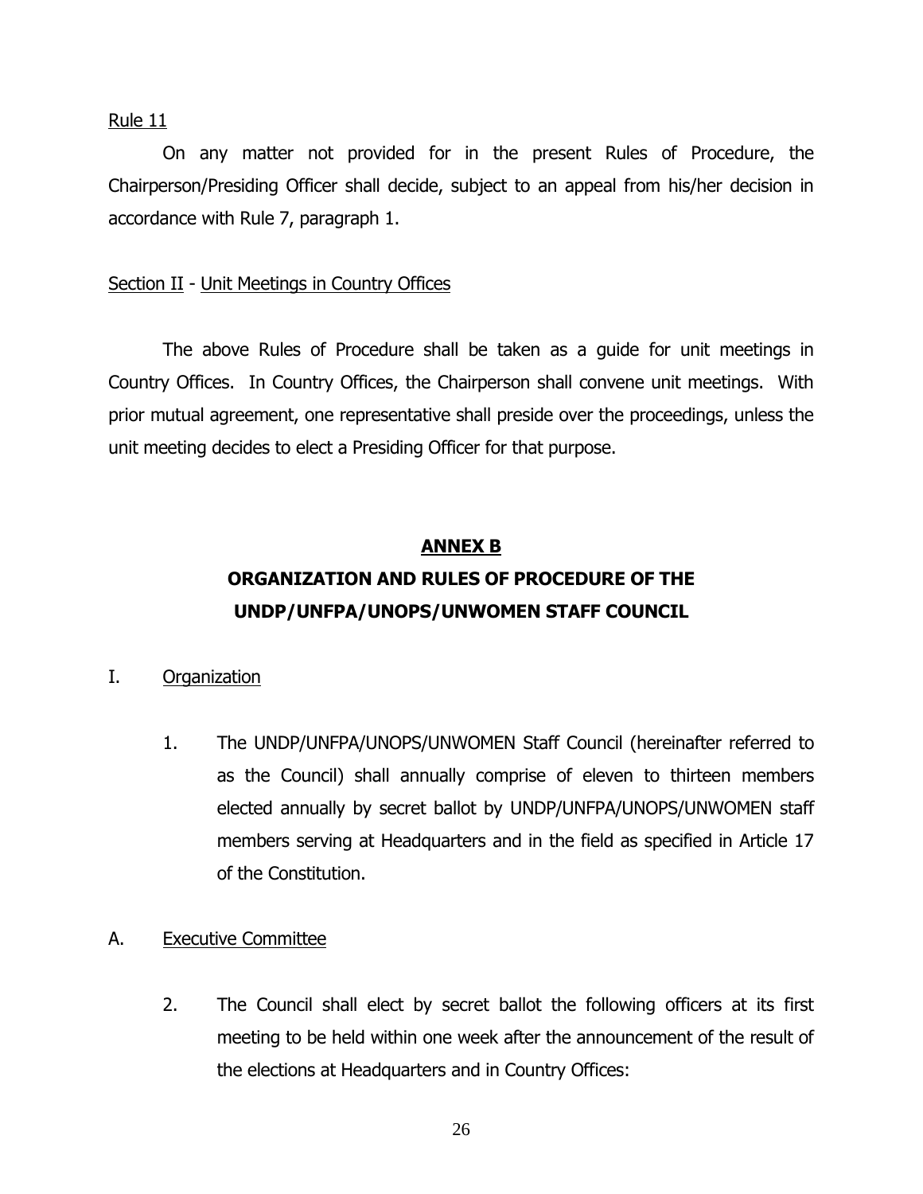Rule 11

On any matter not provided for in the present Rules of Procedure, the Chairperson/Presiding Officer shall decide, subject to an appeal from his/her decision in accordance with Rule 7, paragraph 1.

Section II - Unit Meetings in Country Offices

The above Rules of Procedure shall be taken as a guide for unit meetings in Country Offices. In Country Offices, the Chairperson shall convene unit meetings. With prior mutual agreement, one representative shall preside over the proceedings, unless the unit meeting decides to elect a Presiding Officer for that purpose.

## ANNEX B

## ORGANIZATION AND RULES OF PROCEDURE OF THE UNDP/UNFPA/UNOPS/UNWOMEN STAFF COUNCIL

I. Organization

1. The UNDP/UNFPA/UNOPS/UNWOMEN Staff Council (hereinafter referred to as the Council) shall annually comprise of eleven to thirteen members elected annually by secret ballot by UNDP/UNFPA/UNOPS/UNWOMEN staff members serving at Headquarters and in the field as specified in Article 17 of the Constitution.

A. Executive Committee

2. The Council shall elect by secret ballot the following officers at its first meeting to be held within one week after the announcement of the result of the elections at Headquarters and in Country Offices: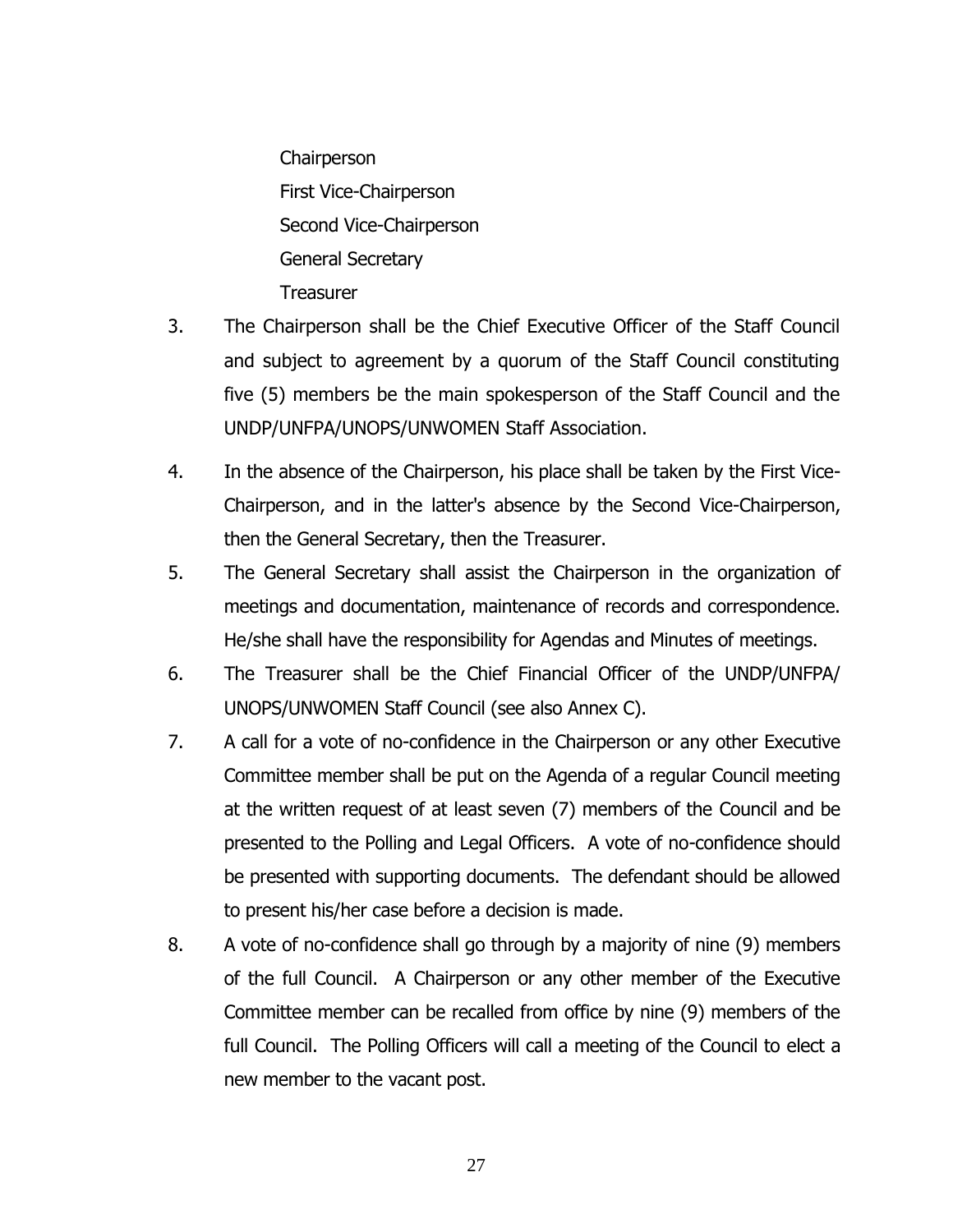Chairperson
First Vice-Chairperson
Second Vice-Chairperson
General Secretary
Treasurer

3. The Chairperson shall be the Chief Executive Officer of the Staff Council and subject to agreement by a quorum of the Staff Council constituting five (5) members be the main spokesperson of the Staff Council and the UNDP/UNFPA/UNOPS/UNWOMEN Staff Association.

4. In the absence of the Chairperson, his place shall be taken by the First Vice-Chairperson, and in the latter's absence by the Second Vice-Chairperson, then the General Secretary, then the Treasurer.

5. The General Secretary shall assist the Chairperson in the organization of meetings and documentation, maintenance of records and correspondence. He/she shall have the responsibility for Agendas and Minutes of meetings.

6. The Treasurer shall be the Chief Financial Officer of the UNDP/UNFPA/ UNOPS/UNWOMEN Staff Council (see also Annex C).

7. A call for a vote of no-confidence in the Chairperson or any other Executive Committee member shall be put on the Agenda of a regular Council meeting at the written request of at least seven (7) members of the Council and be presented to the Polling and Legal Officers. A vote of no-confidence should be presented with supporting documents. The defendant should be allowed to present his/her case before a decision is made.

8. A vote of no-confidence shall go through by a majority of nine (9) members of the full Council. A Chairperson or any other member of the Executive Committee member can be recalled from office by nine (9) members of the full Council. The Polling Officers will call a meeting of the Council to elect a new member to the vacant post.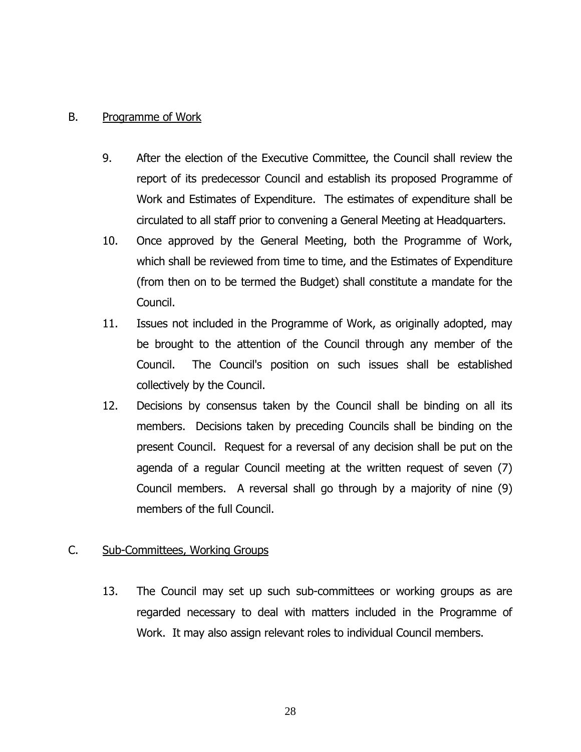## B. Programme of Work

9. After the election of the Executive Committee, the Council shall review the report of its predecessor Council and establish its proposed Programme of Work and Estimates of Expenditure. The estimates of expenditure shall be circulated to all staff prior to convening a General Meeting at Headquarters.

10. Once approved by the General Meeting, both the Programme of Work, which shall be reviewed from time to time, and the Estimates of Expenditure (from then on to be termed the Budget) shall constitute a mandate for the Council.

11. Issues not included in the Programme of Work, as originally adopted, may be brought to the attention of the Council through any member of the Council. The Council's position on such issues shall be established collectively by the Council.

12. Decisions by consensus taken by the Council shall be binding on all its members. Decisions taken by preceding Councils shall be binding on the present Council. Request for a reversal of any decision shall be put on the agenda of a regular Council meeting at the written request of seven (7) Council members. A reversal shall go through by a majority of nine (9) members of the full Council.

## C. Sub-Committees, Working Groups

13. The Council may set up such sub-committees or working groups as are regarded necessary to deal with matters included in the Programme of Work. It may also assign relevant roles to individual Council members.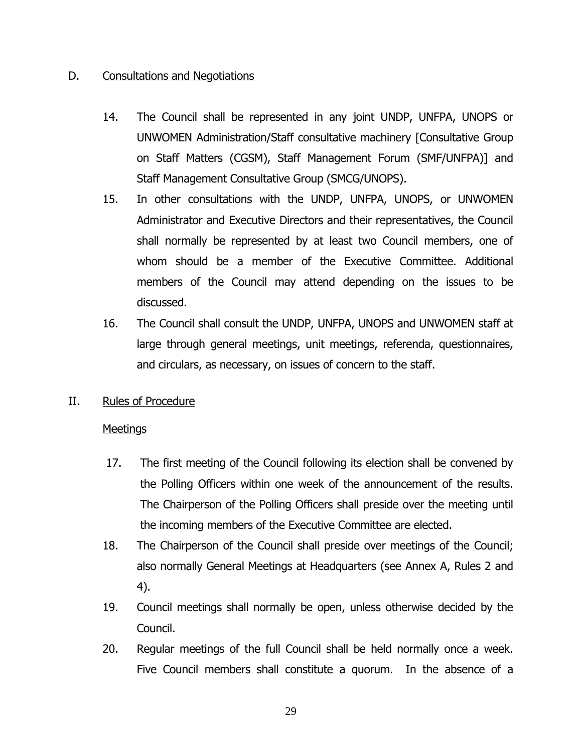## D. Consultations and Negotiations

14. The Council shall be represented in any joint UNDP, UNFPA, UNOPS or UNWOMEN Administration/Staff consultative machinery [Consultative Group on Staff Matters (CGSM), Staff Management Forum (SMF/UNFPA)] and Staff Management Consultative Group (SMCG/UNOPS).
15. In other consultations with the UNDP, UNFPA, UNOPS, or UNWOMEN Administrator and Executive Directors and their representatives, the Council shall normally be represented by at least two Council members, one of whom should be a member of the Executive Committee. Additional members of the Council may attend depending on the issues to be discussed.
16. The Council shall consult the UNDP, UNFPA, UNOPS and UNWOMEN staff at large through general meetings, unit meetings, referenda, questionnaires, and circulars, as necessary, on issues of concern to the staff.

# II. Rules of Procedure

### Meetings

17. The first meeting of the Council following its election shall be convened by the Polling Officers within one week of the announcement of the results. The Chairperson of the Polling Officers shall preside over the meeting until the incoming members of the Executive Committee are elected.
18. The Chairperson of the Council shall preside over meetings of the Council; also normally General Meetings at Headquarters (see Annex A, Rules 2 and 4).
19. Council meetings shall normally be open, unless otherwise decided by the Council.
20. Regular meetings of the full Council shall be held normally once a week. Five Council members shall constitute a quorum. In the absence of a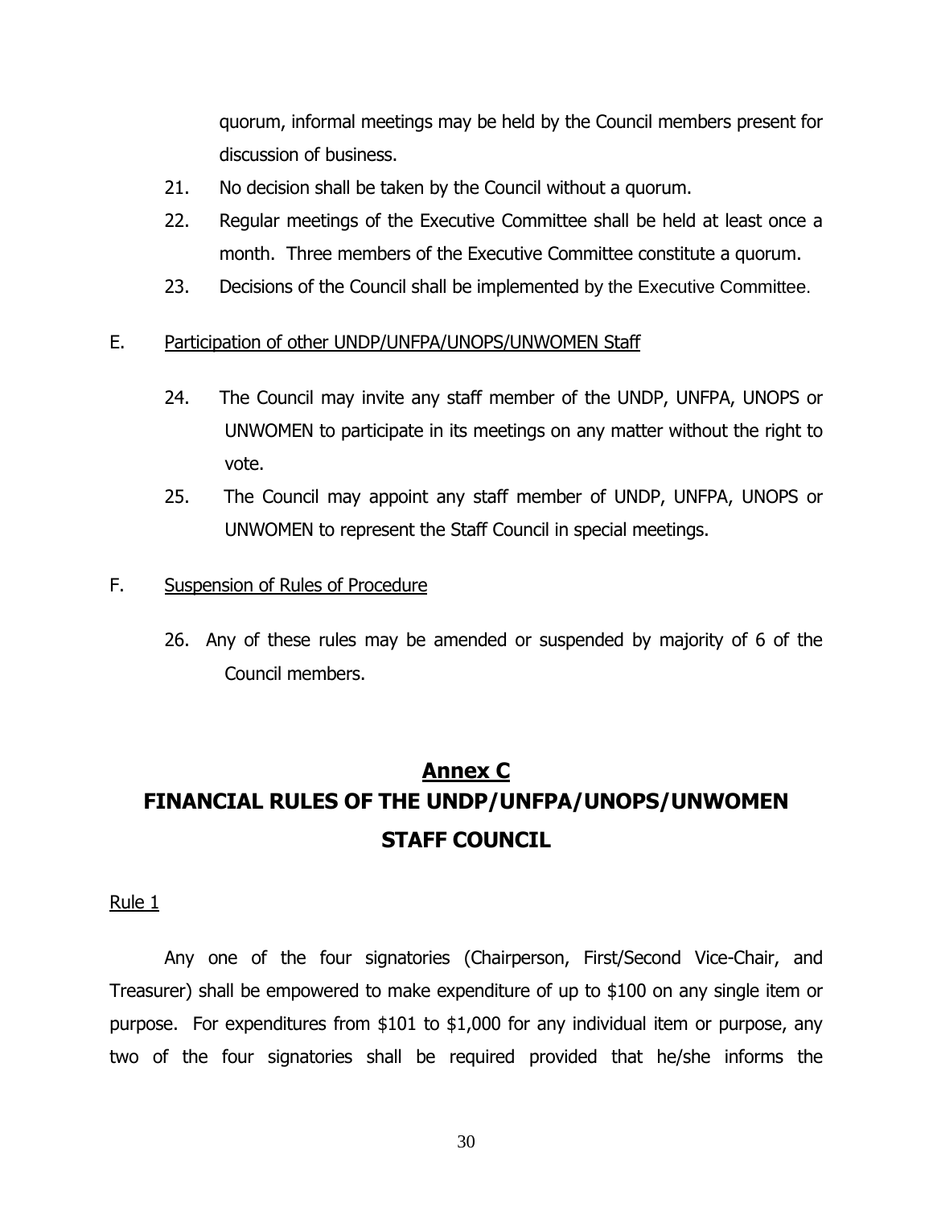quorum, informal meetings may be held by the Council members present for discussion of business.

21. No decision shall be taken by the Council without a quorum.

22. Regular meetings of the Executive Committee shall be held at least once a month. Three members of the Executive Committee constitute a quorum.

23. Decisions of the Council shall be implemented by the Executive Committee.

E. Participation of other UNDP/UNFPA/UNOPS/UNWOMEN Staff

24. The Council may invite any staff member of the UNDP, UNFPA, UNOPS or UNWOMEN to participate in its meetings on any matter without the right to vote.

25. The Council may appoint any staff member of UNDP, UNFPA, UNOPS or UNWOMEN to represent the Staff Council in special meetings.

F. Suspension of Rules of Procedure

26. Any of these rules may be amended or suspended by majority of 6 of the Council members.

# Annex C

# FINANCIAL RULES OF THE UNDP/UNFPA/UNOPS/UNWOMEN STAFF COUNCIL

Rule 1

Any one of the four signatories (Chairperson, First/Second Vice-Chair, and Treasurer) shall be empowered to make expenditure of up to $100 on any single item or purpose. For expenditures from $101 to $1,000 for any individual item or purpose, any two of the four signatories shall be required provided that he/she informs the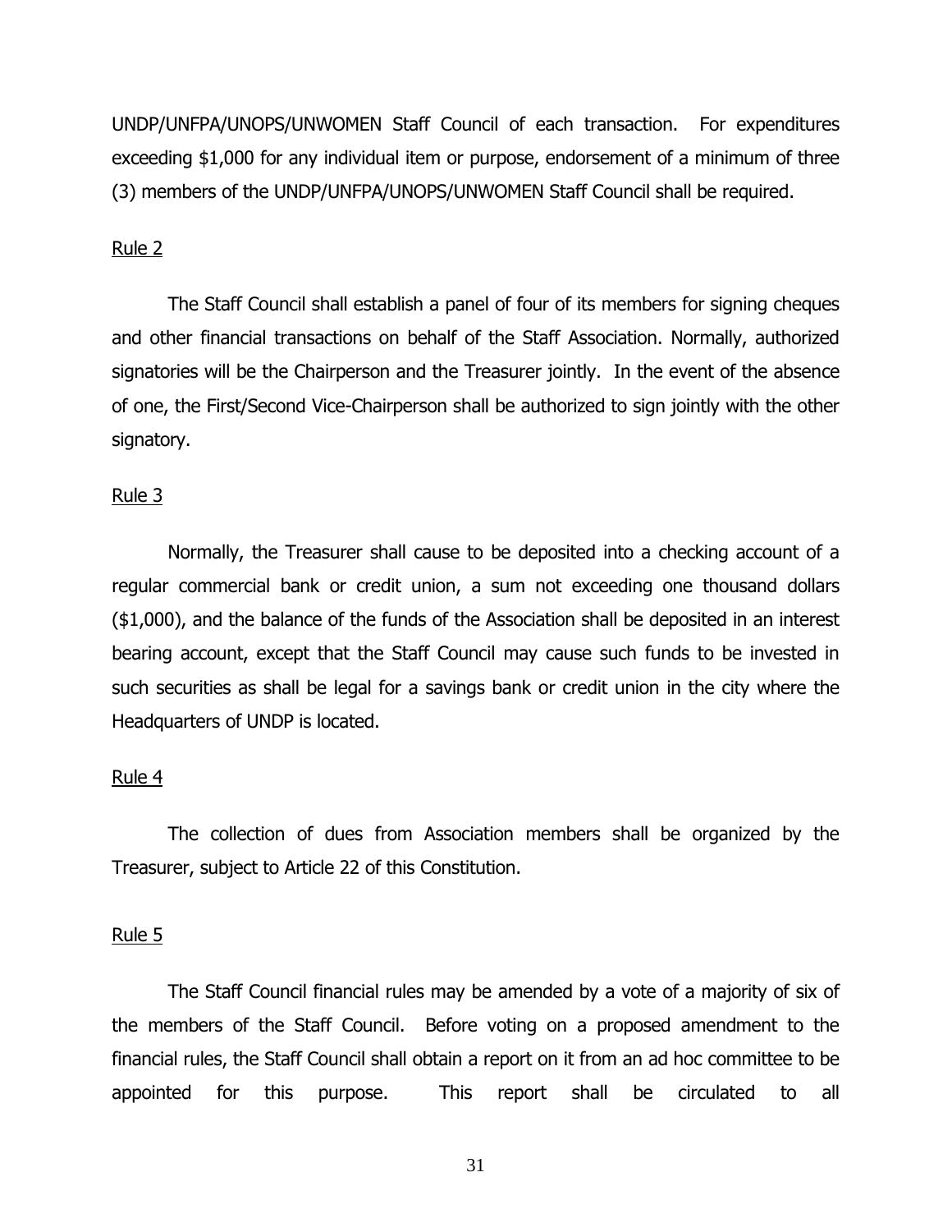UNDP/UNFPA/UNOPS/UNWOMEN Staff Council of each transaction. For expenditures exceeding $1,000 for any individual item or purpose, endorsement of a minimum of three (3) members of the UNDP/UNFPA/UNOPS/UNWOMEN Staff Council shall be required.

Rule 2

The Staff Council shall establish a panel of four of its members for signing cheques and other financial transactions on behalf of the Staff Association. Normally, authorized signatories will be the Chairperson and the Treasurer jointly. In the event of the absence of one, the First/Second Vice-Chairperson shall be authorized to sign jointly with the other signatory.

Rule 3

Normally, the Treasurer shall cause to be deposited into a checking account of a regular commercial bank or credit union, a sum not exceeding one thousand dollars ($1,000), and the balance of the funds of the Association shall be deposited in an interest bearing account, except that the Staff Council may cause such funds to be invested in such securities as shall be legal for a savings bank or credit union in the city where the Headquarters of UNDP is located.

Rule 4

The collection of dues from Association members shall be organized by the Treasurer, subject to Article 22 of this Constitution.

Rule 5

The Staff Council financial rules may be amended by a vote of a majority of six of the members of the Staff Council. Before voting on a proposed amendment to the financial rules, the Staff Council shall obtain a report on it from an ad hoc committee to be appointed for this purpose. This report shall be circulated to all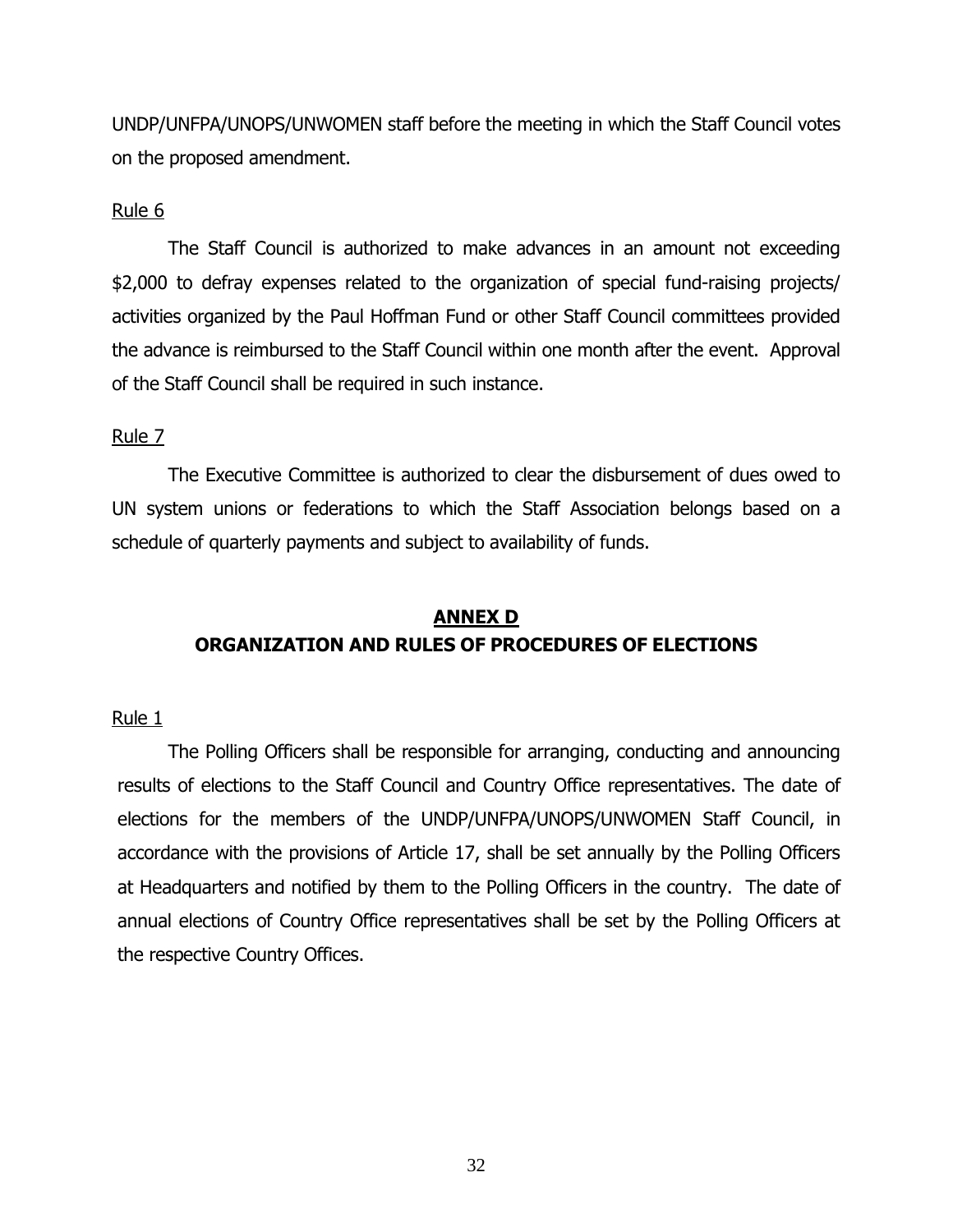UNDP/UNFPA/UNOPS/UNWOMEN staff before the meeting in which the Staff Council votes on the proposed amendment.

Rule 6

The Staff Council is authorized to make advances in an amount not exceeding $2,000 to defray expenses related to the organization of special fund-raising projects/ activities organized by the Paul Hoffman Fund or other Staff Council committees provided the advance is reimbursed to the Staff Council within one month after the event. Approval of the Staff Council shall be required in such instance.

Rule 7

The Executive Committee is authorized to clear the disbursement of dues owed to UN system unions or federations to which the Staff Association belongs based on a schedule of quarterly payments and subject to availability of funds.

## ANNEX D
## ORGANIZATION AND RULES OF PROCEDURES OF ELECTIONS

Rule 1

The Polling Officers shall be responsible for arranging, conducting and announcing results of elections to the Staff Council and Country Office representatives. The date of elections for the members of the UNDP/UNFPA/UNOPS/UNWOMEN Staff Council, in accordance with the provisions of Article 17, shall be set annually by the Polling Officers at Headquarters and notified by them to the Polling Officers in the country. The date of annual elections of Country Office representatives shall be set by the Polling Officers at the respective Country Offices.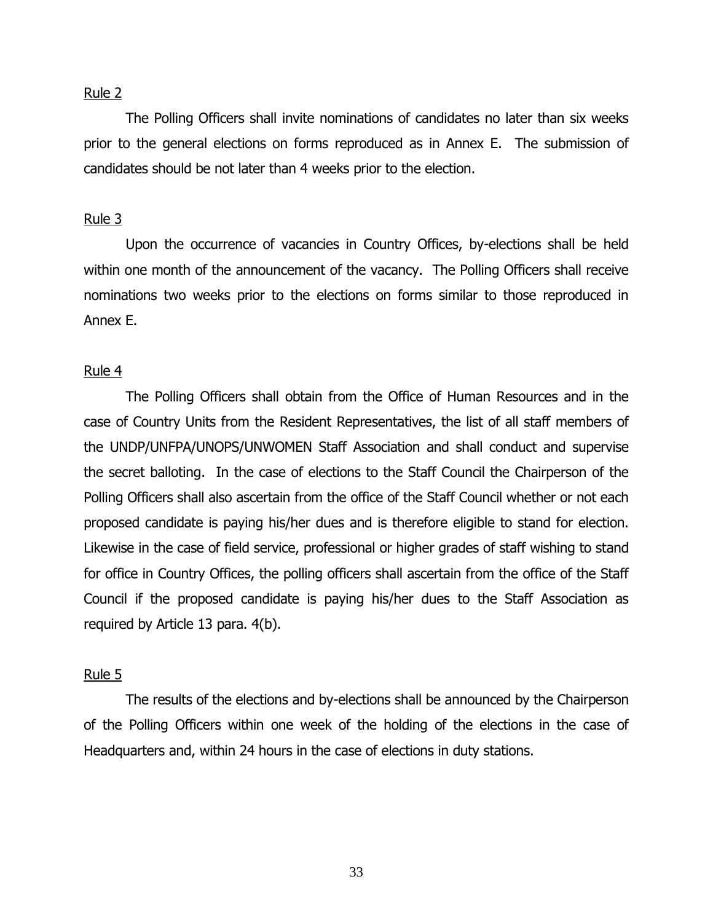Rule 2

The Polling Officers shall invite nominations of candidates no later than six weeks prior to the general elections on forms reproduced as in Annex E. The submission of candidates should be not later than 4 weeks prior to the election.

Rule 3

Upon the occurrence of vacancies in Country Offices, by-elections shall be held within one month of the announcement of the vacancy. The Polling Officers shall receive nominations two weeks prior to the elections on forms similar to those reproduced in Annex E.

Rule 4

The Polling Officers shall obtain from the Office of Human Resources and in the case of Country Units from the Resident Representatives, the list of all staff members of the UNDP/UNFPA/UNOPS/UNWOMEN Staff Association and shall conduct and supervise the secret balloting. In the case of elections to the Staff Council the Chairperson of the Polling Officers shall also ascertain from the office of the Staff Council whether or not each proposed candidate is paying his/her dues and is therefore eligible to stand for election. Likewise in the case of field service, professional or higher grades of staff wishing to stand for office in Country Offices, the polling officers shall ascertain from the office of the Staff Council if the proposed candidate is paying his/her dues to the Staff Association as required by Article 13 para. 4(b).

Rule 5

The results of the elections and by-elections shall be announced by the Chairperson of the Polling Officers within one week of the holding of the elections in the case of Headquarters and, within 24 hours in the case of elections in duty stations.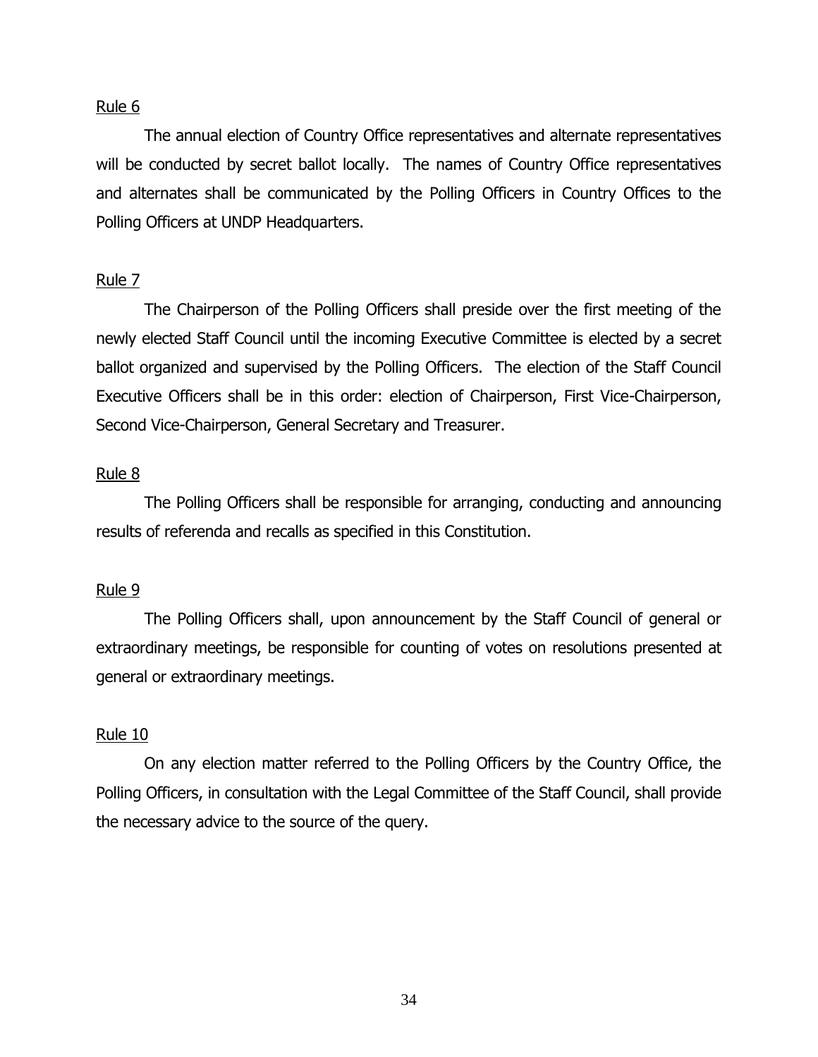Rule 6

The annual election of Country Office representatives and alternate representatives will be conducted by secret ballot locally. The names of Country Office representatives and alternates shall be communicated by the Polling Officers in Country Offices to the Polling Officers at UNDP Headquarters.

Rule 7

The Chairperson of the Polling Officers shall preside over the first meeting of the newly elected Staff Council until the incoming Executive Committee is elected by a secret ballot organized and supervised by the Polling Officers. The election of the Staff Council Executive Officers shall be in this order: election of Chairperson, First Vice-Chairperson, Second Vice-Chairperson, General Secretary and Treasurer.

Rule 8

The Polling Officers shall be responsible for arranging, conducting and announcing results of referenda and recalls as specified in this Constitution.

Rule 9

The Polling Officers shall, upon announcement by the Staff Council of general or extraordinary meetings, be responsible for counting of votes on resolutions presented at general or extraordinary meetings.

Rule 10

On any election matter referred to the Polling Officers by the Country Office, the Polling Officers, in consultation with the Legal Committee of the Staff Council, shall provide the necessary advice to the source of the query.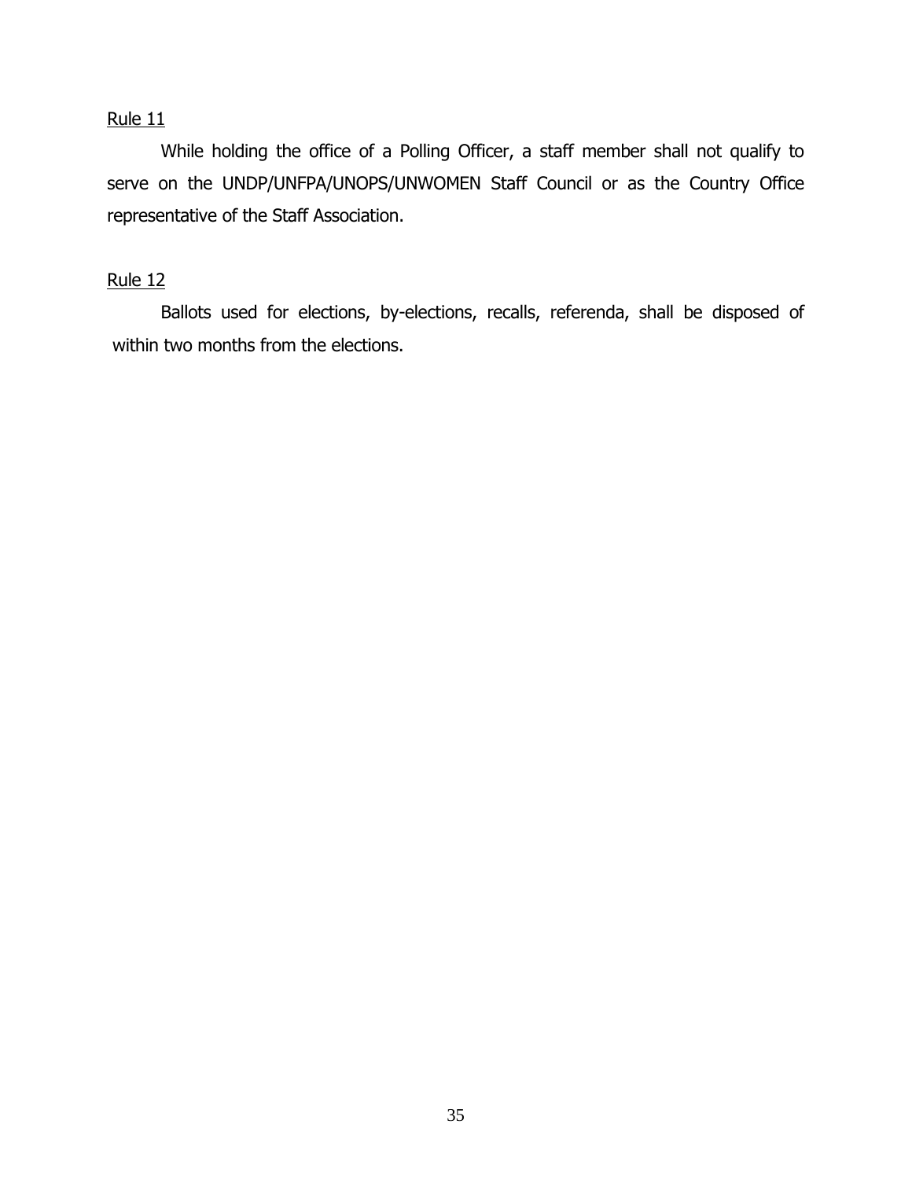<u>Rule 11</u>

While holding the office of a Polling Officer, a staff member shall not qualify to serve on the UNDP/UNFPA/UNOPS/UNWOMEN Staff Council or as the Country Office representative of the Staff Association.

<u>Rule 12</u>

Ballots used for elections, by-elections, recalls, referenda, shall be disposed of within two months from the elections.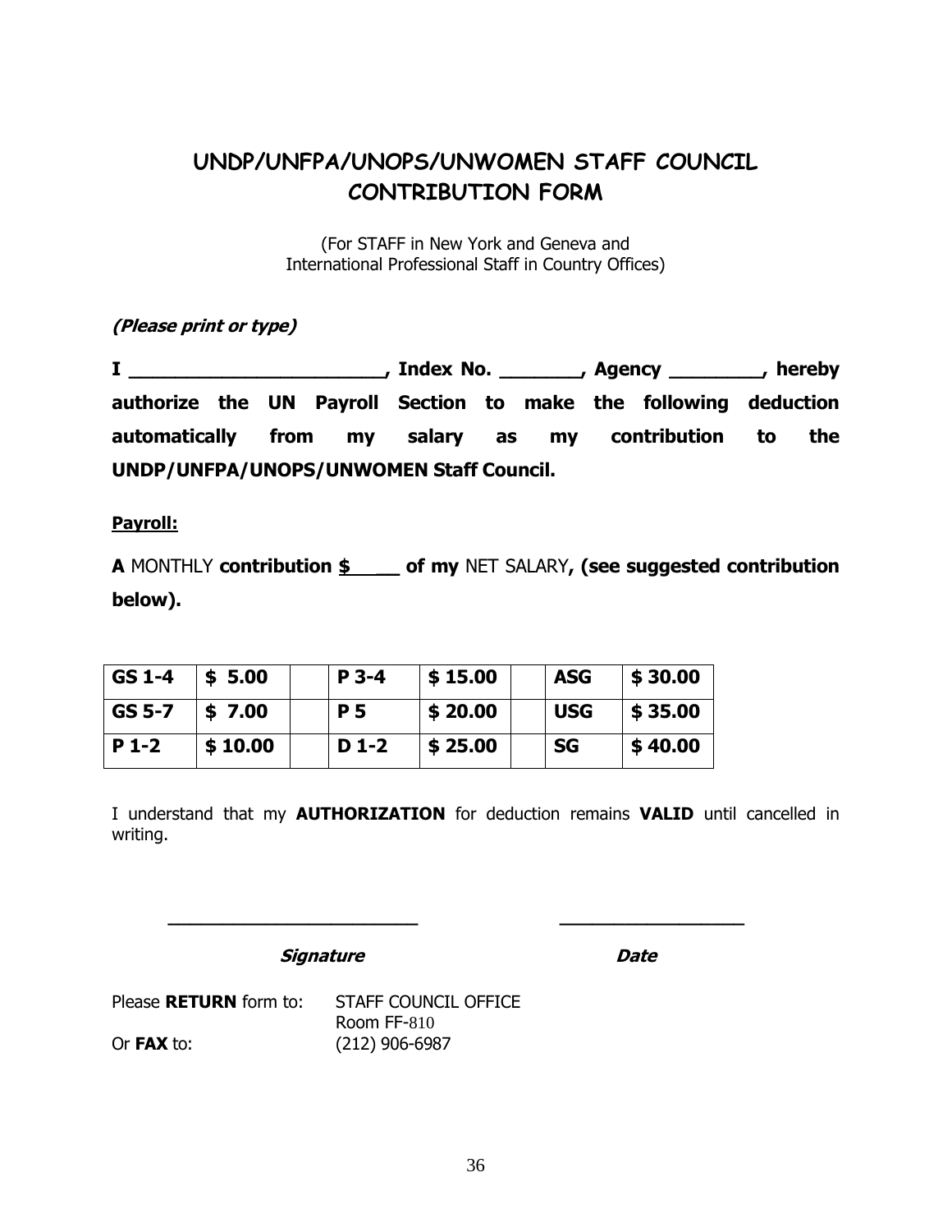# UNDP/UNFPA/UNOPS/UNWOMEN STAFF COUNCIL CONTRIBUTION FORM

(For STAFF in New York and Geneva and International Professional Staff in Country Offices)

***(Please print or type)***

**I \_\_\_\_\_\_\_\_\_\_\_\_\_\_\_\_\_\_\_\_\_\_\_\_, Index No. \_\_\_\_\_\_\_\_, Agency \_\_\_\_\_\_\_\_\_, hereby authorize the UN Payroll Section to make the following deduction automatically from my salary as my contribution to the UNDP/UNFPA/UNOPS/UNWOMEN Staff Council.**

**Payroll:**

**A** MONTHLY **contribution $\_\_\_\_ of my** NET SALARY**, (see suggested contribution below).**

| GS 1-4 | $ 5.00 | | P 3-4 | $ 15.00 | | ASG | $ 30.00 |
|---|---|---|---|---|---|---|---|
| GS 5-7 | $ 7.00 | | P 5 | $ 20.00 | | USG | $ 35.00 |
| P 1-2 | $ 10.00 | | D 1-2 | $ 25.00 | | SG | $ 40.00 |

I understand that my **AUTHORIZATION** for deduction remains **VALID** until cancelled in writing.

\_\_\_\_\_\_\_\_\_\_\_\_\_\_\_\_\_\_\_\_\_\_\_\_ \_\_\_\_\_\_\_\_\_\_\_\_\_\_\_\_\_\_

***Signature*** ***Date***

Please **RETURN** form to: STAFF COUNCIL OFFICE
Room FF-810

Or **FAX** to: (212) 906-6987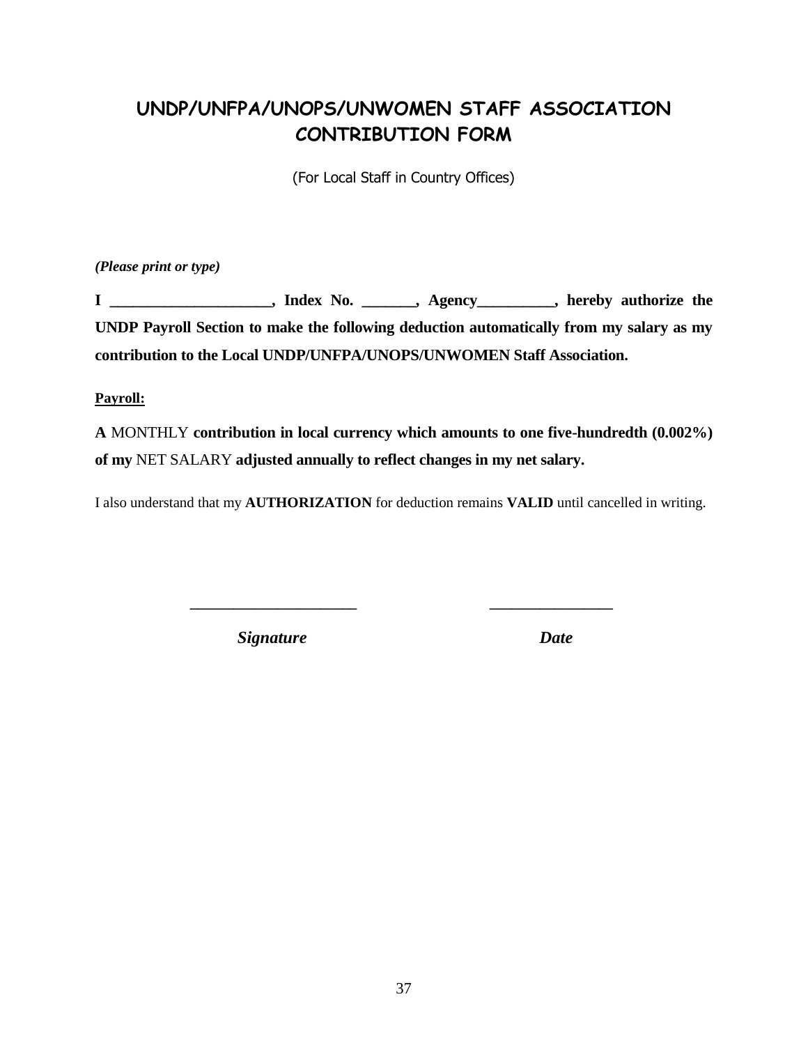# UNDP/UNFPA/UNOPS/UNWOMEN STAFF ASSOCIATION CONTRIBUTION FORM

(For Local Staff in Country Offices)

***(Please print or type)***

**I _____________________, Index No. _______, Agency__________, hereby authorize the UNDP Payroll Section to make the following deduction automatically from my salary as my contribution to the Local UNDP/UNFPA/UNOPS/UNWOMEN Staff Association.**

**Payroll:**

**A** MONTHLY **contribution in local currency which amounts to one five-hundredth (0.002%) of my** NET SALARY **adjusted annually to reflect changes in my net salary.**

I also understand that my **AUTHORIZATION** for deduction remains **VALID** until cancelled in writing.

_____________________ _______________

***Signature*** ***Date***